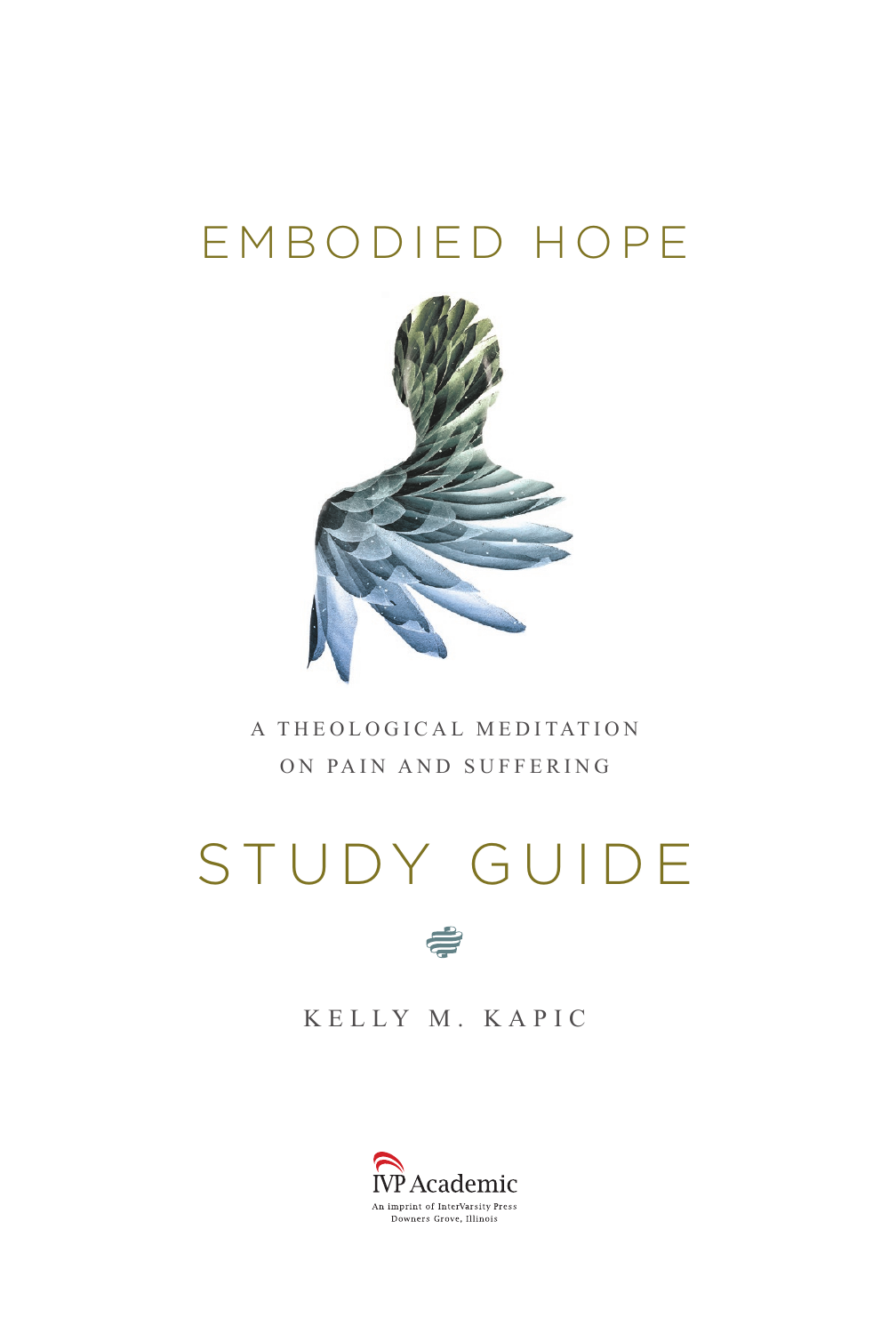# EMBODIED HOPE

A THEOLOGICAL MEDITATION
ON PAIN AND SUFFERING

# STUDY GUIDE

KELLY M. KAPIC

IVP Academic
An imprint of InterVarsity Press
Downers Grove, Illinois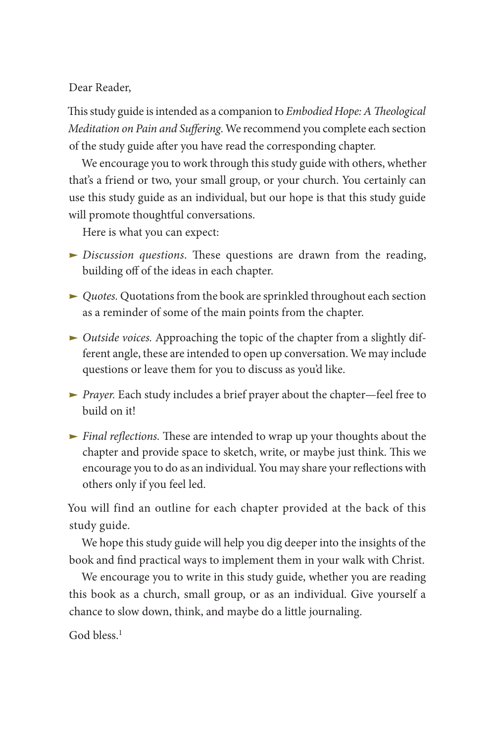Dear Reader,

This study guide is intended as a companion to *Embodied Hope: A Theological Meditation on Pain and Suffering*. We recommend you complete each section of the study guide after you have read the corresponding chapter.

We encourage you to work through this study guide with others, whether that's a friend or two, your small group, or your church. You certainly can use this study guide as an individual, but our hope is that this study guide will promote thoughtful conversations.

Here is what you can expect:

- *Discussion questions*. These questions are drawn from the reading, building off of the ideas in each chapter.
- *Quotes.* Quotations from the book are sprinkled throughout each section as a reminder of some of the main points from the chapter.
- *Outside voices.* Approaching the topic of the chapter from a slightly different angle, these are intended to open up conversation. We may include questions or leave them for you to discuss as you'd like.
- *Prayer.* Each study includes a brief prayer about the chapter—feel free to build on it!
- *Final reflections.* These are intended to wrap up your thoughts about the chapter and provide space to sketch, write, or maybe just think. This we encourage you to do as an individual. You may share your reflections with others only if you feel led.

You will find an outline for each chapter provided at the back of this study guide.

We hope this study guide will help you dig deeper into the insights of the book and find practical ways to implement them in your walk with Christ.

We encourage you to write in this study guide, whether you are reading this book as a church, small group, or as an individual. Give yourself a chance to slow down, think, and maybe do a little journaling.

God bless.[1]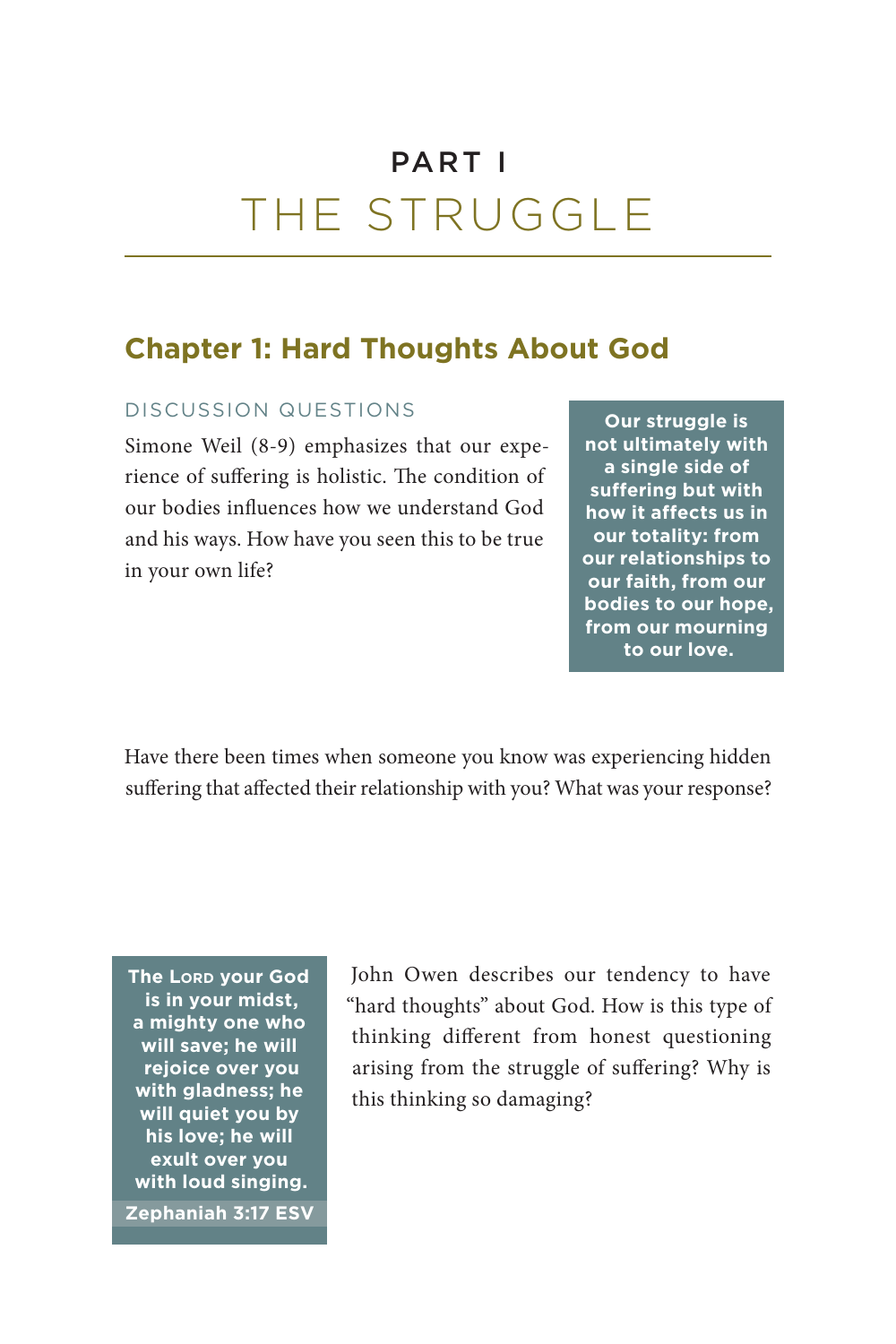# PART I
# THE STRUGGLE

## Chapter 1: Hard Thoughts About God

### DISCUSSION QUESTIONS

Simone Weil (8-9) emphasizes that our experience of suffering is holistic. The condition of our bodies influences how we understand God and his ways. How have you seen this to be true in your own life?

**Our struggle is not ultimately with a single side of suffering but with how it affects us in our totality: from our relationships to our faith, from our bodies to our hope, from our mourning to our love.**

Have there been times when someone you know was experiencing hidden suffering that affected their relationship with you? What was your response?

**The LORD your God is in your midst, a mighty one who will save; he will rejoice over you with gladness; he will quiet you by his love; he will exult over you with loud singing.**

**Zephaniah 3:17 ESV**

John Owen describes our tendency to have "hard thoughts" about God. How is this type of thinking different from honest questioning arising from the struggle of suffering? Why is this thinking so damaging?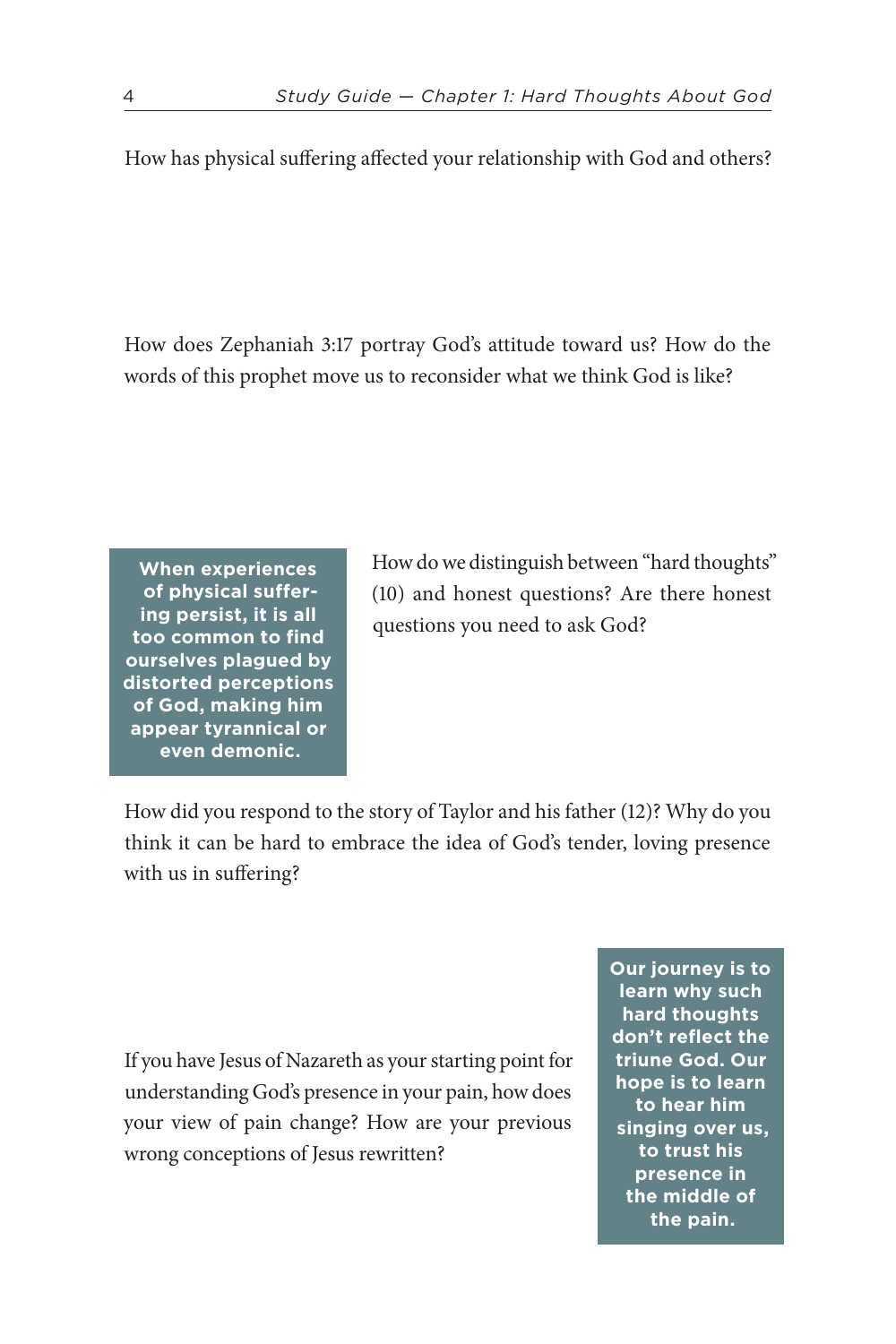How has physical suffering affected your relationship with God and others?

How does Zephaniah 3:17 portray God's attitude toward us? How do the words of this prophet move us to reconsider what we think God is like?

**When experiences of physical suffering persist, it is all too common to find ourselves plagued by distorted perceptions of God, making him appear tyrannical or even demonic.**

How do we distinguish between "hard thoughts" (10) and honest questions? Are there honest questions you need to ask God?

How did you respond to the story of Taylor and his father (12)? Why do you think it can be hard to embrace the idea of God's tender, loving presence with us in suffering?

**Our journey is to learn why such hard thoughts don't reflect the triune God. Our hope is to learn to hear him singing over us, to trust his presence in the middle of the pain.**

If you have Jesus of Nazareth as your starting point for understanding God's presence in your pain, how does your view of pain change? How are your previous wrong conceptions of Jesus rewritten?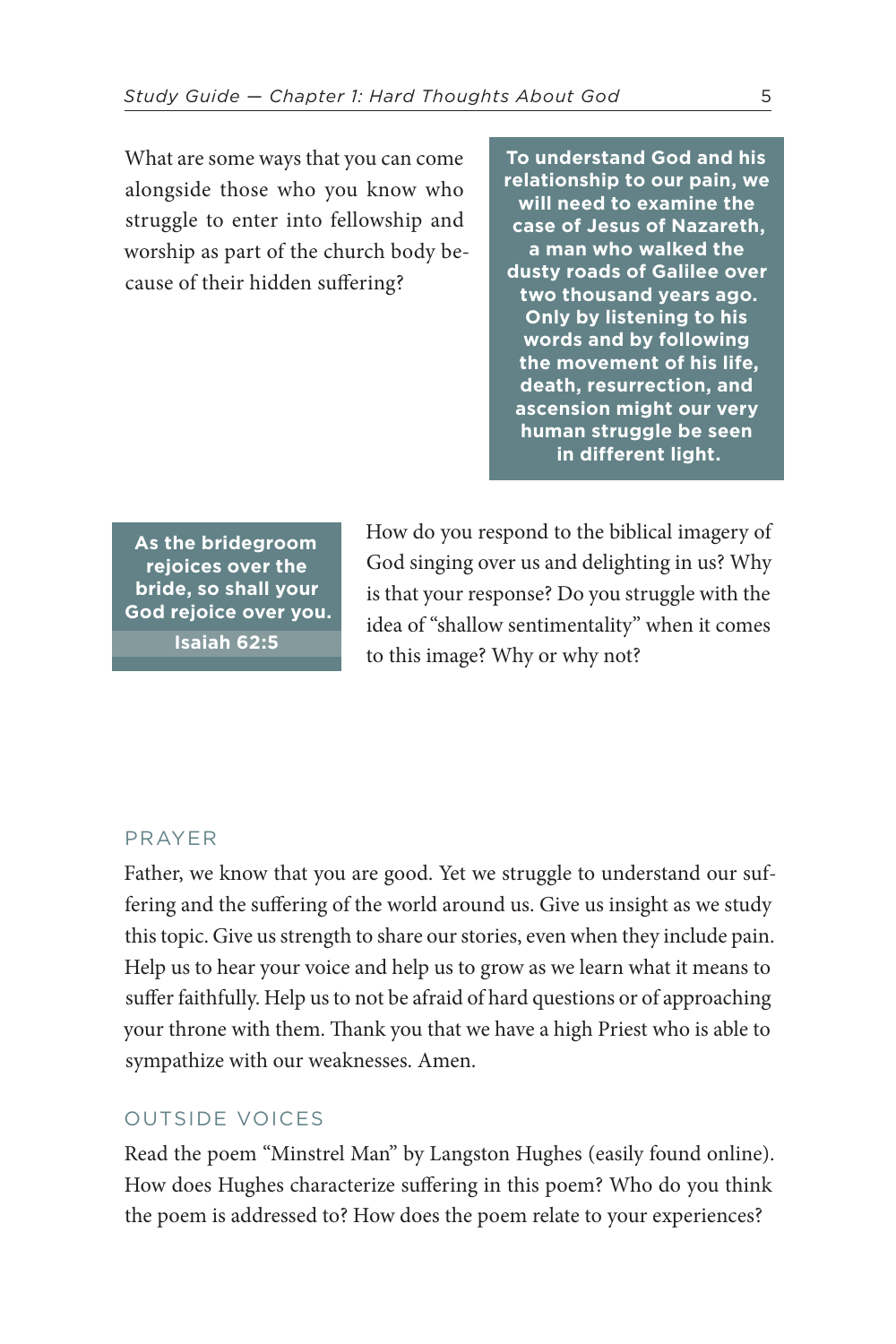What are some ways that you can come alongside those who you know who struggle to enter into fellowship and worship as part of the church body because of their hidden suffering?

**To understand God and his relationship to our pain, we will need to examine the case of Jesus of Nazareth, a man who walked the dusty roads of Galilee over two thousand years ago. Only by listening to his words and by following the movement of his life, death, resurrection, and ascension might our very human struggle be seen in different light.**

**As the bridegroom rejoices over the bride, so shall your God rejoice over you.**

**Isaiah 62:5**

How do you respond to the biblical imagery of God singing over us and delighting in us? Why is that your response? Do you struggle with the idea of "shallow sentimentality" when it comes to this image? Why or why not?

## PRAYER

Father, we know that you are good. Yet we struggle to understand our suffering and the suffering of the world around us. Give us insight as we study this topic. Give us strength to share our stories, even when they include pain. Help us to hear your voice and help us to grow as we learn what it means to suffer faithfully. Help us to not be afraid of hard questions or of approaching your throne with them. Thank you that we have a high Priest who is able to sympathize with our weaknesses. Amen.

## OUTSIDE VOICES

Read the poem "Minstrel Man" by Langston Hughes (easily found online). How does Hughes characterize suffering in this poem? Who do you think the poem is addressed to? How does the poem relate to your experiences?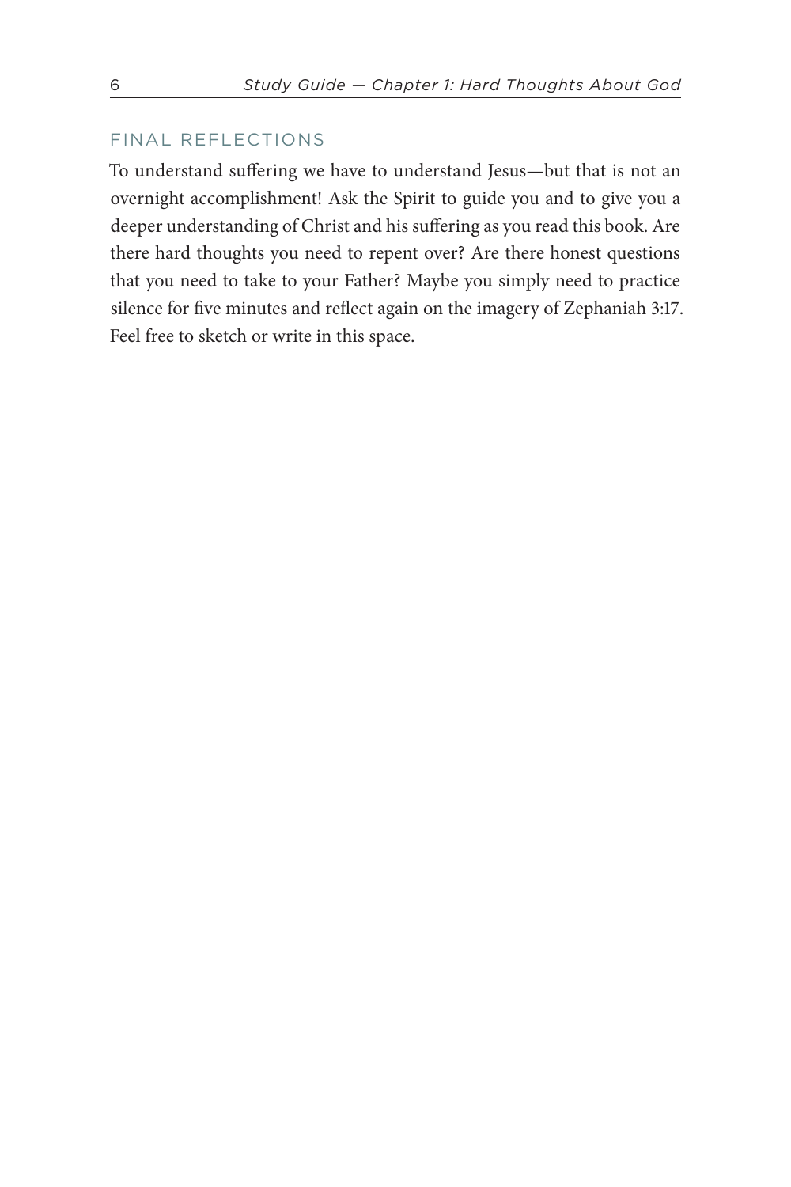## FINAL REFLECTIONS

To understand suffering we have to understand Jesus—but that is not an overnight accomplishment! Ask the Spirit to guide you and to give you a deeper understanding of Christ and his suffering as you read this book. Are there hard thoughts you need to repent over? Are there honest questions that you need to take to your Father? Maybe you simply need to practice silence for five minutes and reflect again on the imagery of Zephaniah 3:17. Feel free to sketch or write in this space.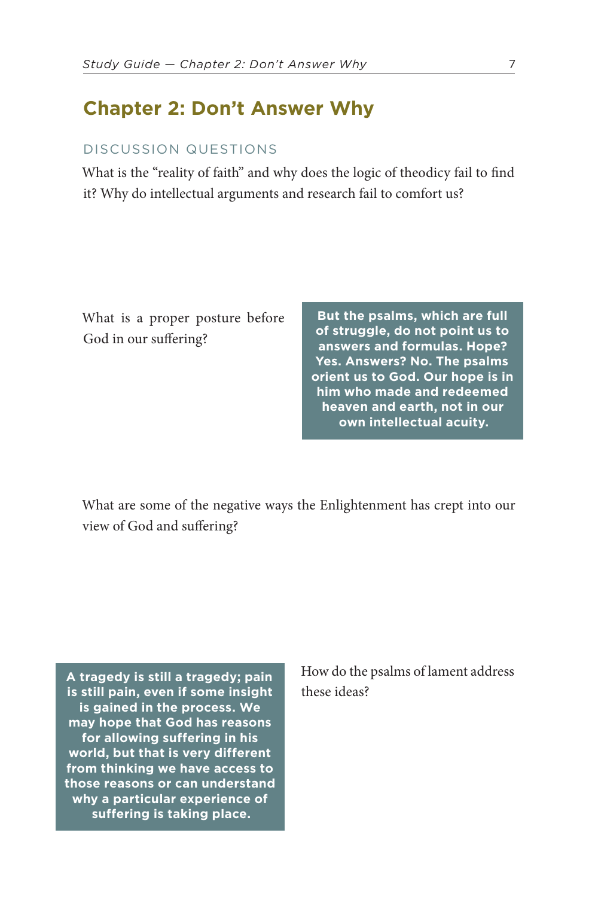## Chapter 2: Don't Answer Why

### DISCUSSION QUESTIONS

What is the "reality of faith" and why does the logic of theodicy fail to find it? Why do intellectual arguments and research fail to comfort us?

What is a proper posture before God in our suffering?

> **But the psalms, which are full of struggle, do not point us to answers and formulas. Hope? Yes. Answers? No. The psalms orient us to God. Our hope is in him who made and redeemed heaven and earth, not in our own intellectual acuity.**

What are some of the negative ways the Enlightenment has crept into our view of God and suffering?

> **A tragedy is still a tragedy; pain is still pain, even if some insight is gained in the process. We may hope that God has reasons for allowing suffering in his world, but that is very different from thinking we have access to those reasons or can understand why a particular experience of suffering is taking place.**

How do the psalms of lament address these ideas?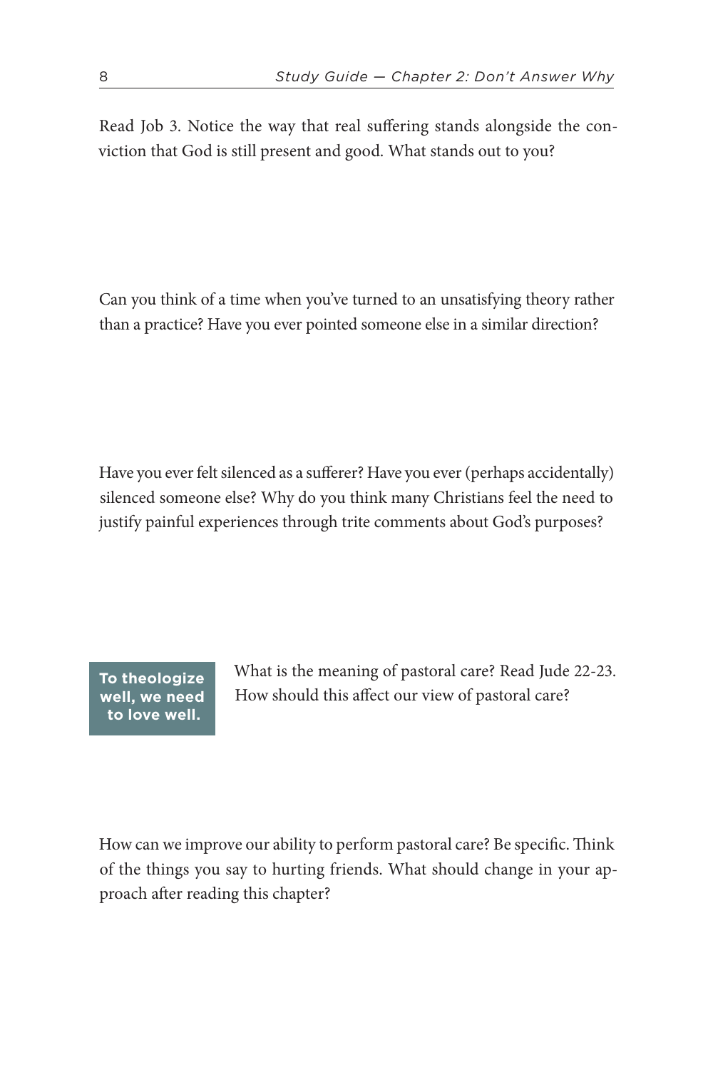Read Job 3. Notice the way that real suffering stands alongside the conviction that God is still present and good. What stands out to you?

Can you think of a time when you've turned to an unsatisfying theory rather than a practice? Have you ever pointed someone else in a similar direction?

Have you ever felt silenced as a sufferer? Have you ever (perhaps accidentally) silenced someone else? Why do you think many Christians feel the need to justify painful experiences through trite comments about God's purposes?

**To theologize well, we need to love well.**

What is the meaning of pastoral care? Read Jude 22-23. How should this affect our view of pastoral care?

How can we improve our ability to perform pastoral care? Be specific. Think of the things you say to hurting friends. What should change in your approach after reading this chapter?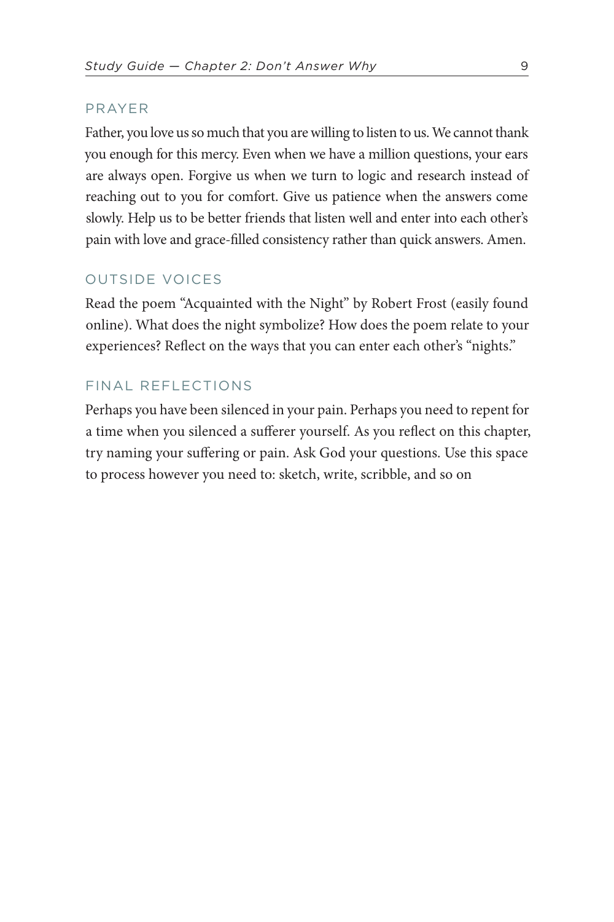## PRAYER

Father, you love us so much that you are willing to listen to us. We cannot thank you enough for this mercy. Even when we have a million questions, your ears are always open. Forgive us when we turn to logic and research instead of reaching out to you for comfort. Give us patience when the answers come slowly. Help us to be better friends that listen well and enter into each other's pain with love and grace-filled consistency rather than quick answers. Amen.

## OUTSIDE VOICES

Read the poem "Acquainted with the Night" by Robert Frost (easily found online). What does the night symbolize? How does the poem relate to your experiences? Reflect on the ways that you can enter each other's "nights."

## FINAL REFLECTIONS

Perhaps you have been silenced in your pain. Perhaps you need to repent for a time when you silenced a sufferer yourself. As you reflect on this chapter, try naming your suffering or pain. Ask God your questions. Use this space to process however you need to: sketch, write, scribble, and so on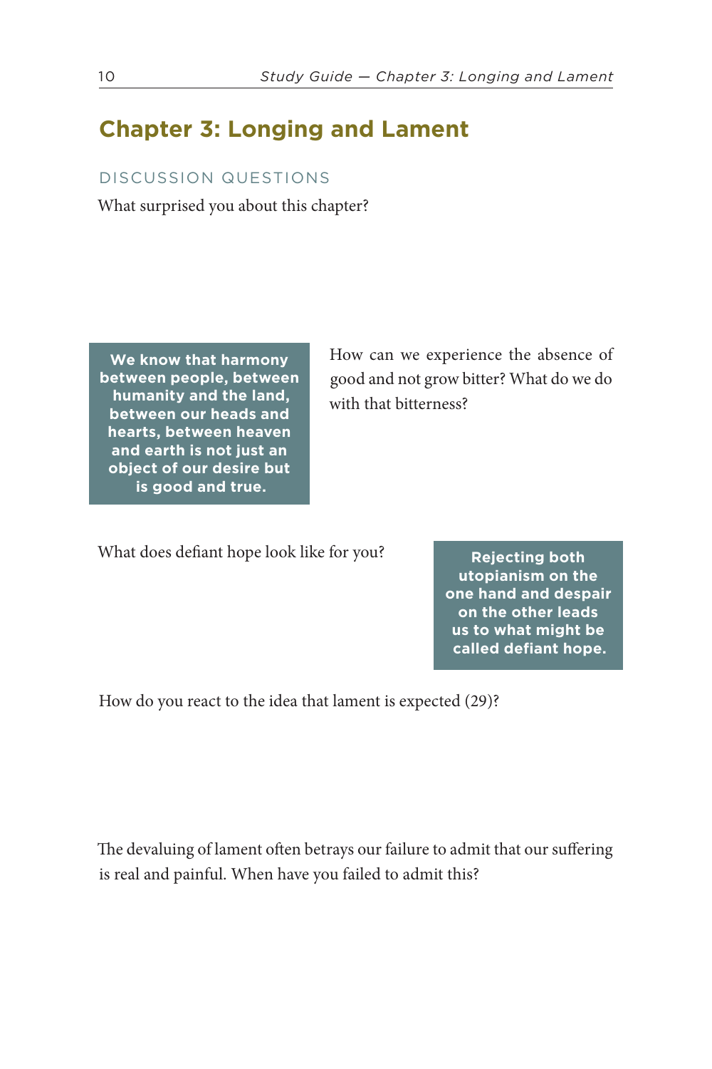## Chapter 3: Longing and Lament

DISCUSSION QUESTIONS

What surprised you about this chapter?

**We know that harmony between people, between humanity and the land, between our heads and hearts, between heaven and earth is not just an object of our desire but is good and true.**

How can we experience the absence of good and not grow bitter? What do we do with that bitterness?

What does defiant hope look like for you?

**Rejecting both utopianism on the one hand and despair on the other leads us to what might be called defiant hope.**

How do you react to the idea that lament is expected (29)?

The devaluing of lament often betrays our failure to admit that our suffering is real and painful. When have you failed to admit this?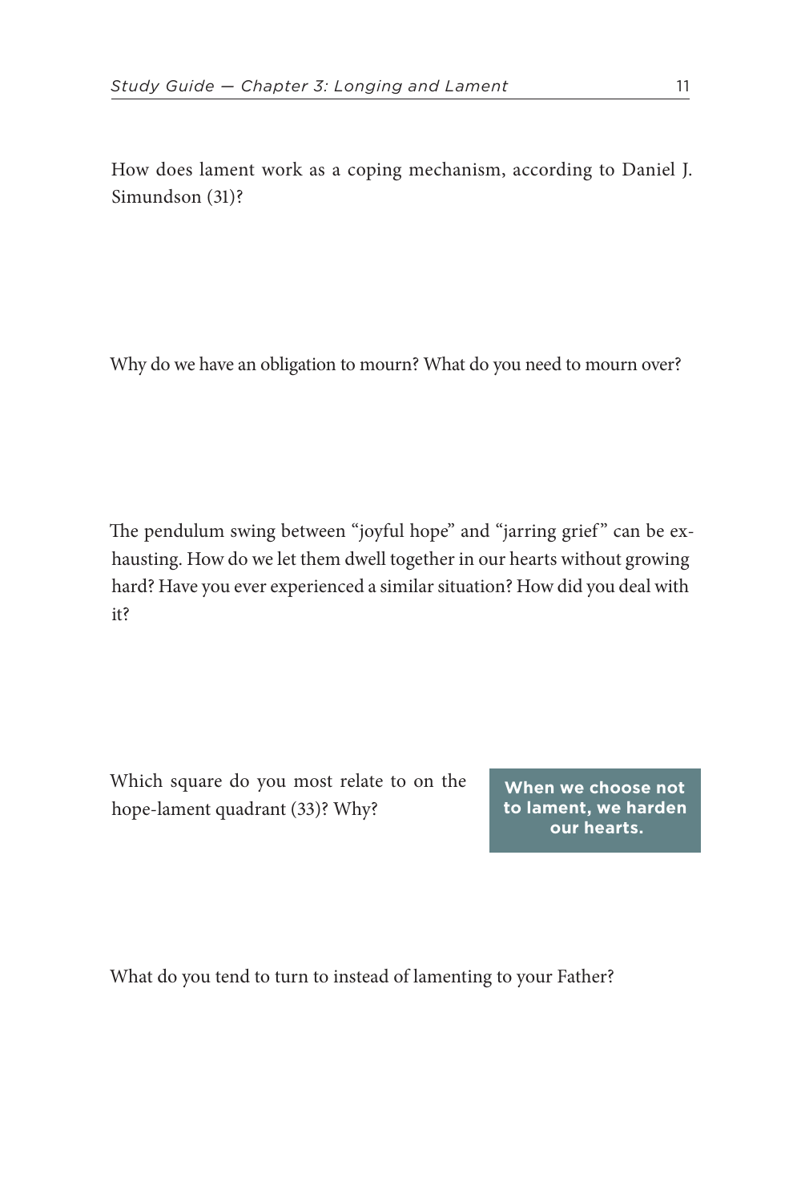How does lament work as a coping mechanism, according to Daniel J. Simundson (31)?

Why do we have an obligation to mourn? What do you need to mourn over?

The pendulum swing between "joyful hope" and "jarring grief" can be exhausting. How do we let them dwell together in our hearts without growing hard? Have you ever experienced a similar situation? How did you deal with it?

Which square do you most relate to on the hope-lament quadrant (33)? Why?

**When we choose not to lament, we harden our hearts.**

What do you tend to turn to instead of lamenting to your Father?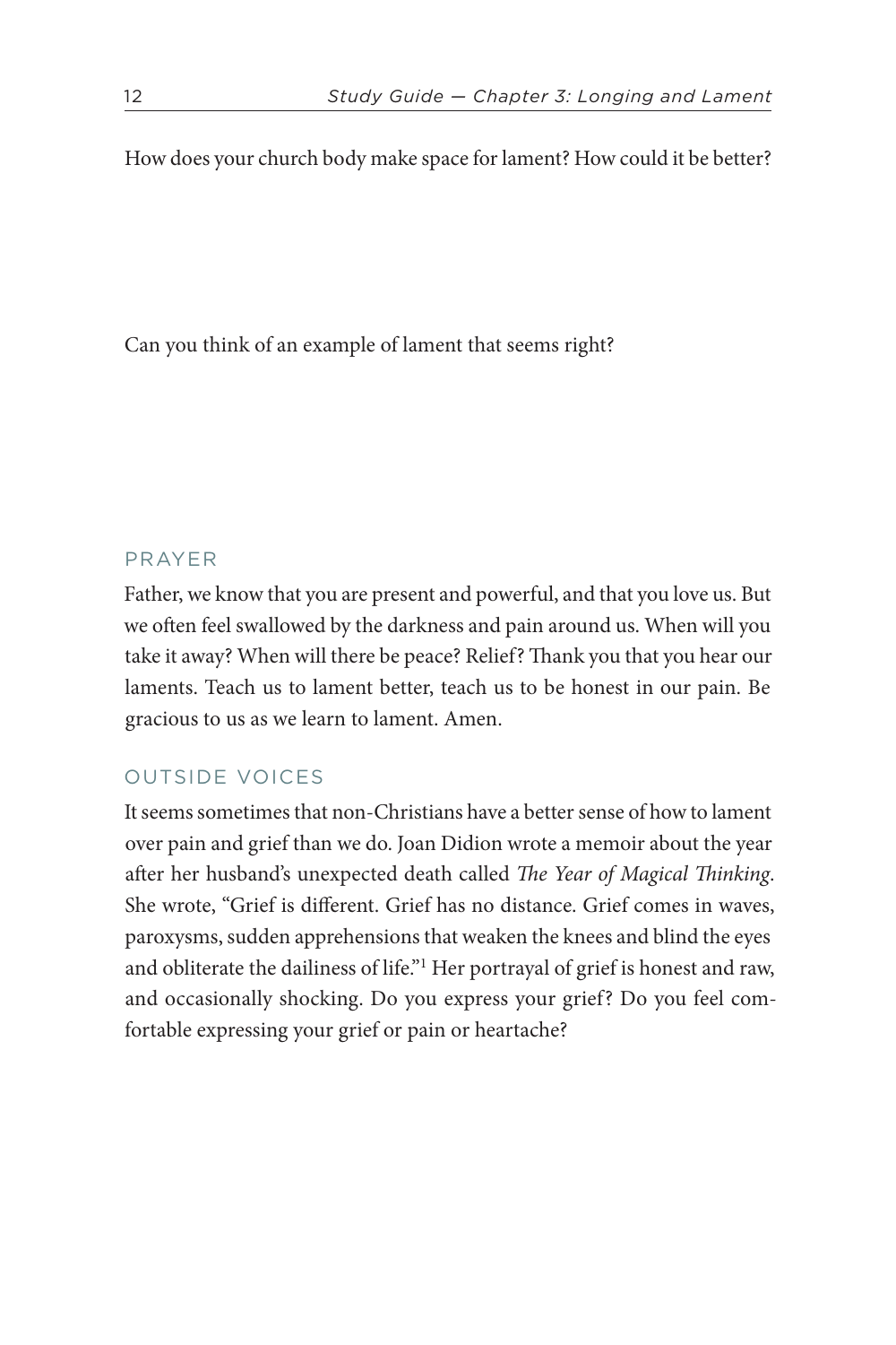How does your church body make space for lament? How could it be better?

Can you think of an example of lament that seems right?

## PRAYER

Father, we know that you are present and powerful, and that you love us. But we often feel swallowed by the darkness and pain around us. When will you take it away? When will there be peace? Relief? Thank you that you hear our laments. Teach us to lament better, teach us to be honest in our pain. Be gracious to us as we learn to lament. Amen.

## OUTSIDE VOICES

It seems sometimes that non-Christians have a better sense of how to lament over pain and grief than we do. Joan Didion wrote a memoir about the year after her husband's unexpected death called *The Year of Magical Thinking*. She wrote, "Grief is different. Grief has no distance. Grief comes in waves, paroxysms, sudden apprehensions that weaken the knees and blind the eyes and obliterate the dailiness of life."[1] Her portrayal of grief is honest and raw, and occasionally shocking. Do you express your grief? Do you feel comfortable expressing your grief or pain or heartache?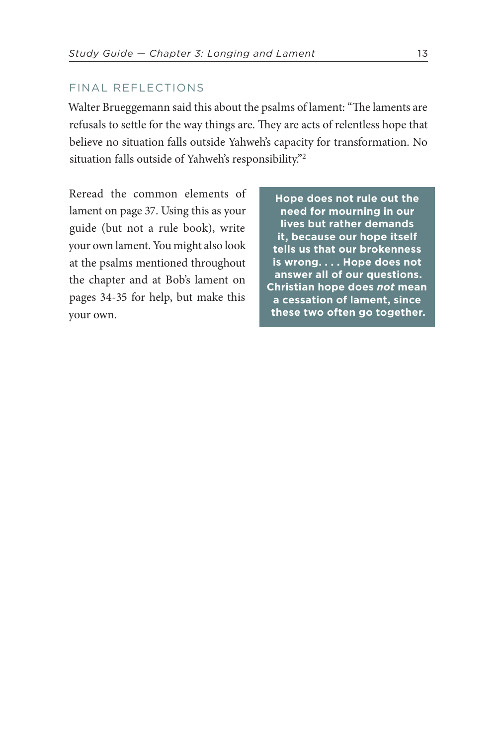## FINAL REFLECTIONS

Walter Brueggemann said this about the psalms of lament: "The laments are refusals to settle for the way things are. They are acts of relentless hope that believe no situation falls outside Yahweh's capacity for transformation. No situation falls outside of Yahweh's responsibility."[2]

Reread the common elements of lament on page 37. Using this as your guide (but not a rule book), write your own lament. You might also look at the psalms mentioned throughout the chapter and at Bob's lament on pages 34-35 for help, but make this your own.

**Hope does not rule out the need for mourning in our lives but rather demands it, because our hope itself tells us that our brokenness is wrong. . . . Hope does not answer all of our questions. Christian hope does *not* mean a cessation of lament, since these two often go together.**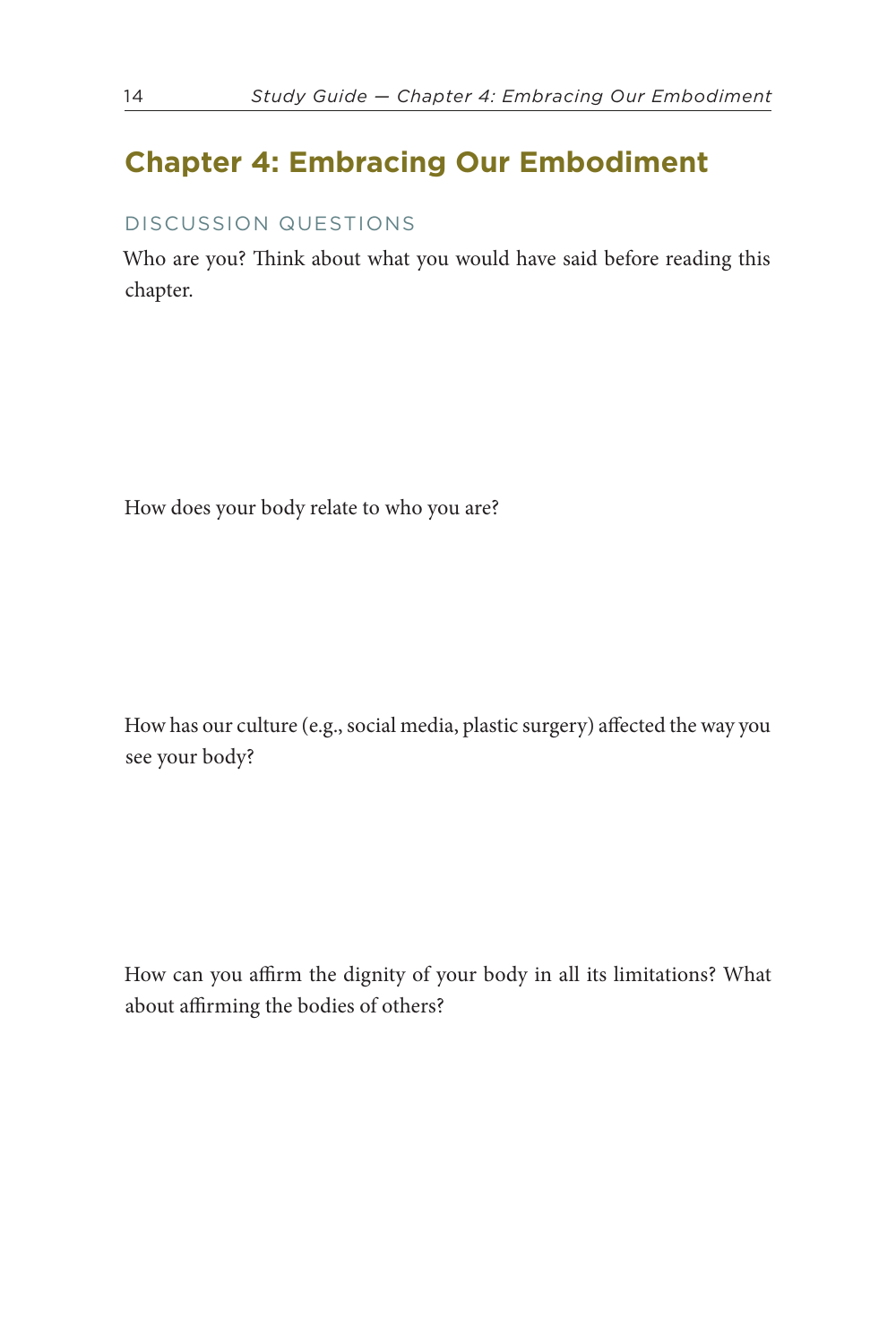## Chapter 4: Embracing Our Embodiment

### DISCUSSION QUESTIONS

Who are you? Think about what you would have said before reading this chapter.

How does your body relate to who you are?

How has our culture (e.g., social media, plastic surgery) affected the way you see your body?

How can you affirm the dignity of your body in all its limitations? What about affirming the bodies of others?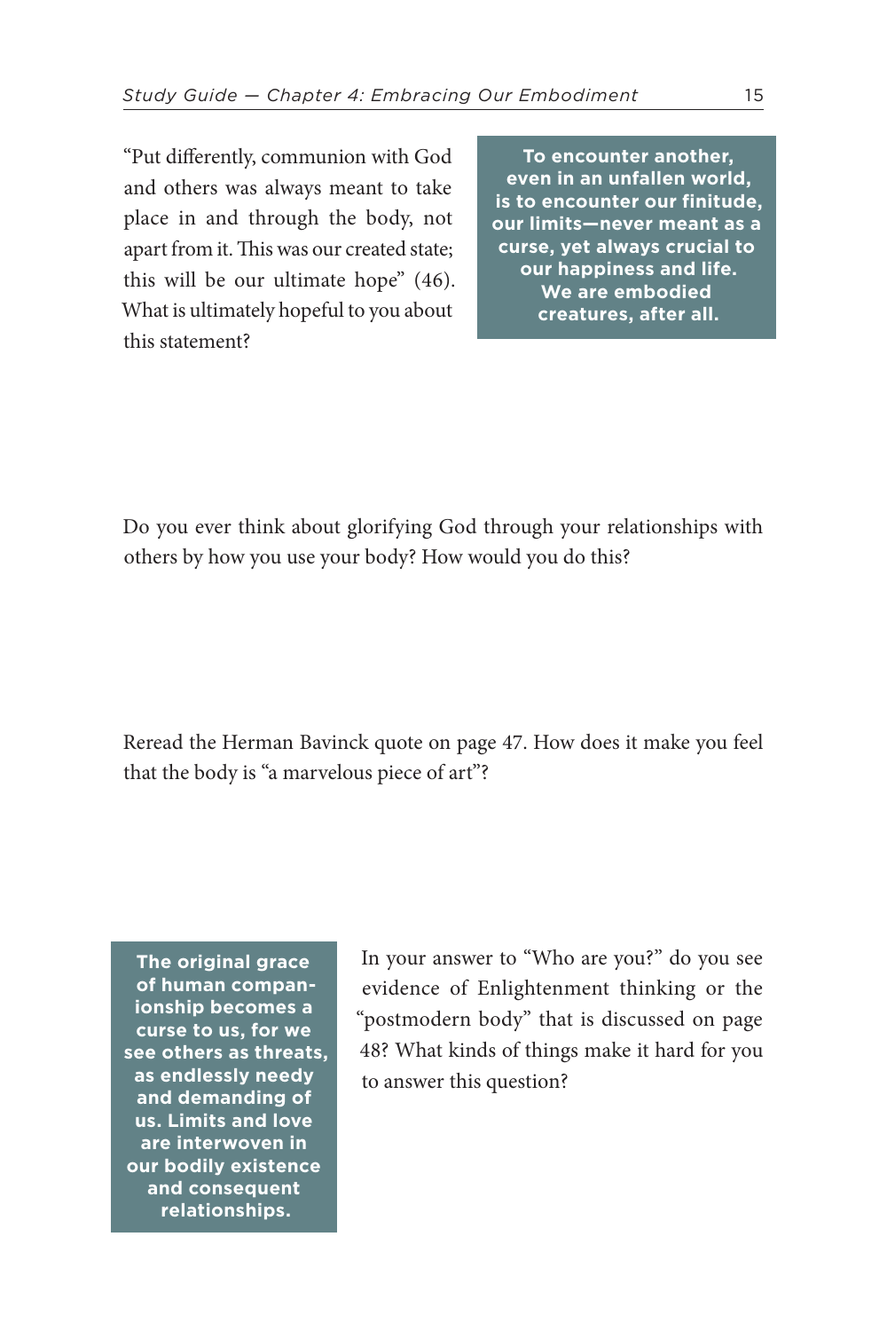"Put differently, communion with God and others was always meant to take place in and through the body, not apart from it. This was our created state; this will be our ultimate hope" (46). What is ultimately hopeful to you about this statement?

**To encounter another, even in an unfallen world, is to encounter our finitude, our limits—never meant as a curse, yet always crucial to our happiness and life. We are embodied creatures, after all.**

Do you ever think about glorifying God through your relationships with others by how you use your body? How would you do this?

Reread the Herman Bavinck quote on page 47. How does it make you feel that the body is "a marvelous piece of art"?

**The original grace of human companionship becomes a curse to us, for we see others as threats, as endlessly needy and demanding of us. Limits and love are interwoven in our bodily existence and consequent relationships.**

In your answer to "Who are you?" do you see evidence of Enlightenment thinking or the "postmodern body" that is discussed on page 48? What kinds of things make it hard for you to answer this question?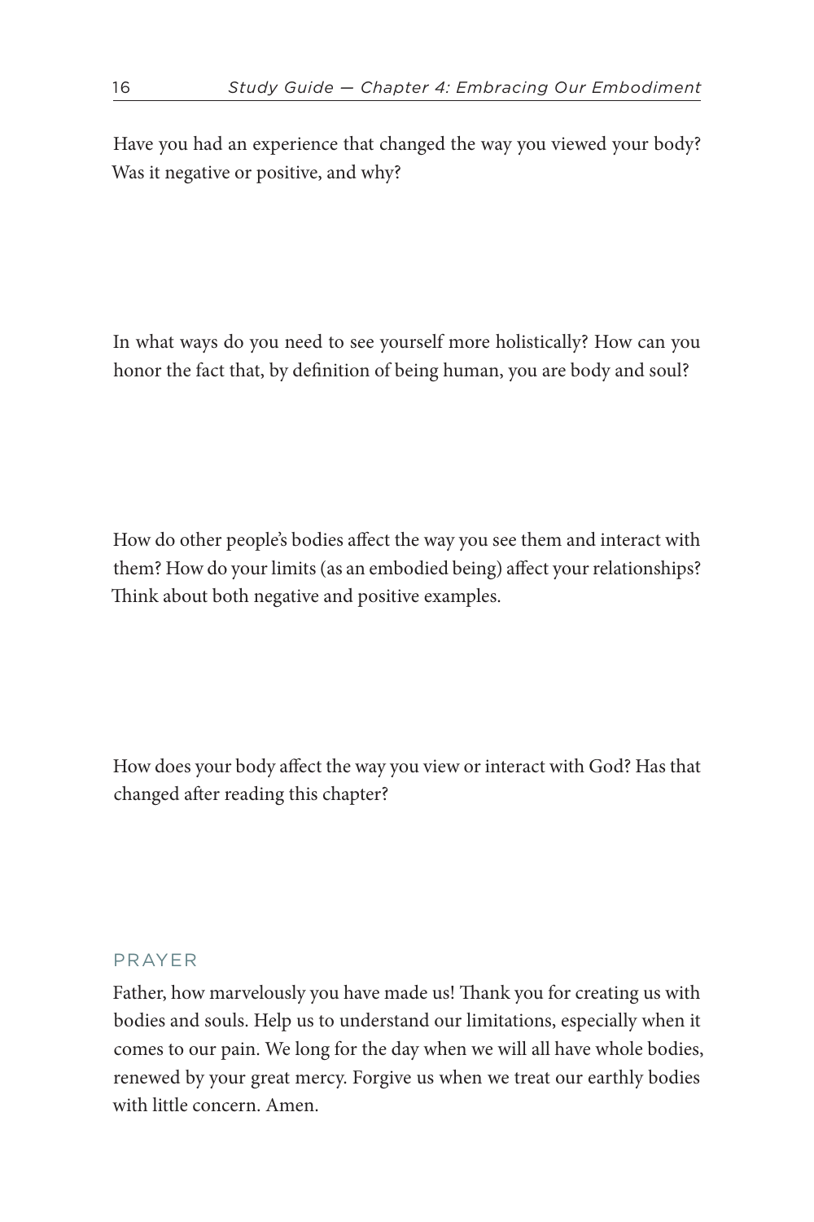Have you had an experience that changed the way you viewed your body? Was it negative or positive, and why?

In what ways do you need to see yourself more holistically? How can you honor the fact that, by definition of being human, you are body and soul?

How do other people's bodies affect the way you see them and interact with them? How do your limits (as an embodied being) affect your relationships? Think about both negative and positive examples.

How does your body affect the way you view or interact with God? Has that changed after reading this chapter?

### PRAYER

Father, how marvelously you have made us! Thank you for creating us with bodies and souls. Help us to understand our limitations, especially when it comes to our pain. We long for the day when we will all have whole bodies, renewed by your great mercy. Forgive us when we treat our earthly bodies with little concern. Amen.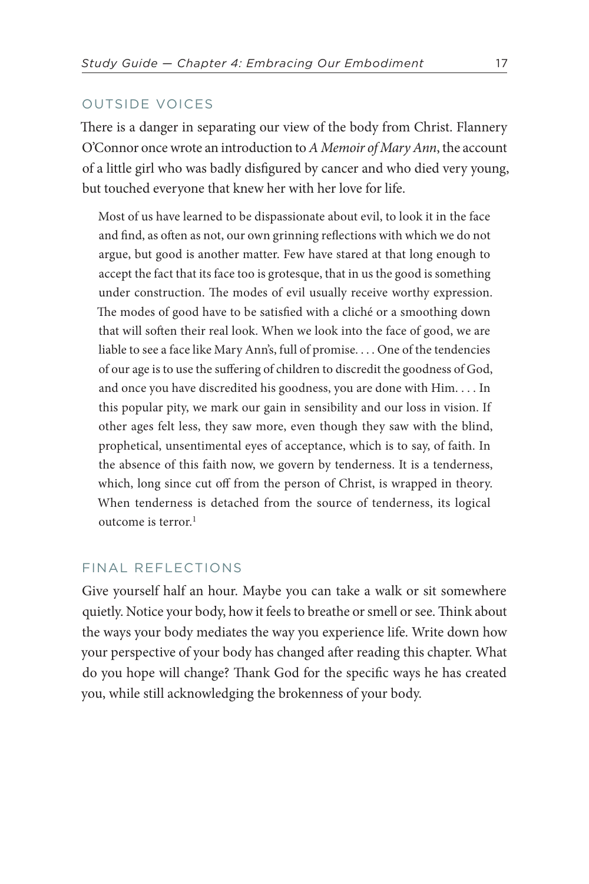## OUTSIDE VOICES

There is a danger in separating our view of the body from Christ. Flannery O'Connor once wrote an introduction to *A Memoir of Mary Ann*, the account of a little girl who was badly disfigured by cancer and who died very young, but touched everyone that knew her with her love for life.

> Most of us have learned to be dispassionate about evil, to look it in the face and find, as often as not, our own grinning reflections with which we do not argue, but good is another matter. Few have stared at that long enough to accept the fact that its face too is grotesque, that in us the good is something under construction. The modes of evil usually receive worthy expression. The modes of good have to be satisfied with a cliché or a smoothing down that will soften their real look. When we look into the face of good, we are liable to see a face like Mary Ann's, full of promise. . . . One of the tendencies of our age is to use the suffering of children to discredit the goodness of God, and once you have discredited his goodness, you are done with Him. . . . In this popular pity, we mark our gain in sensibility and our loss in vision. If other ages felt less, they saw more, even though they saw with the blind, prophetical, unsentimental eyes of acceptance, which is to say, of faith. In the absence of this faith now, we govern by tenderness. It is a tenderness, which, long since cut off from the person of Christ, is wrapped in theory. When tenderness is detached from the source of tenderness, its logical outcome is terror.[1]

## FINAL REFLECTIONS

Give yourself half an hour. Maybe you can take a walk or sit somewhere quietly. Notice your body, how it feels to breathe or smell or see. Think about the ways your body mediates the way you experience life. Write down how your perspective of your body has changed after reading this chapter. What do you hope will change? Thank God for the specific ways he has created you, while still acknowledging the brokenness of your body.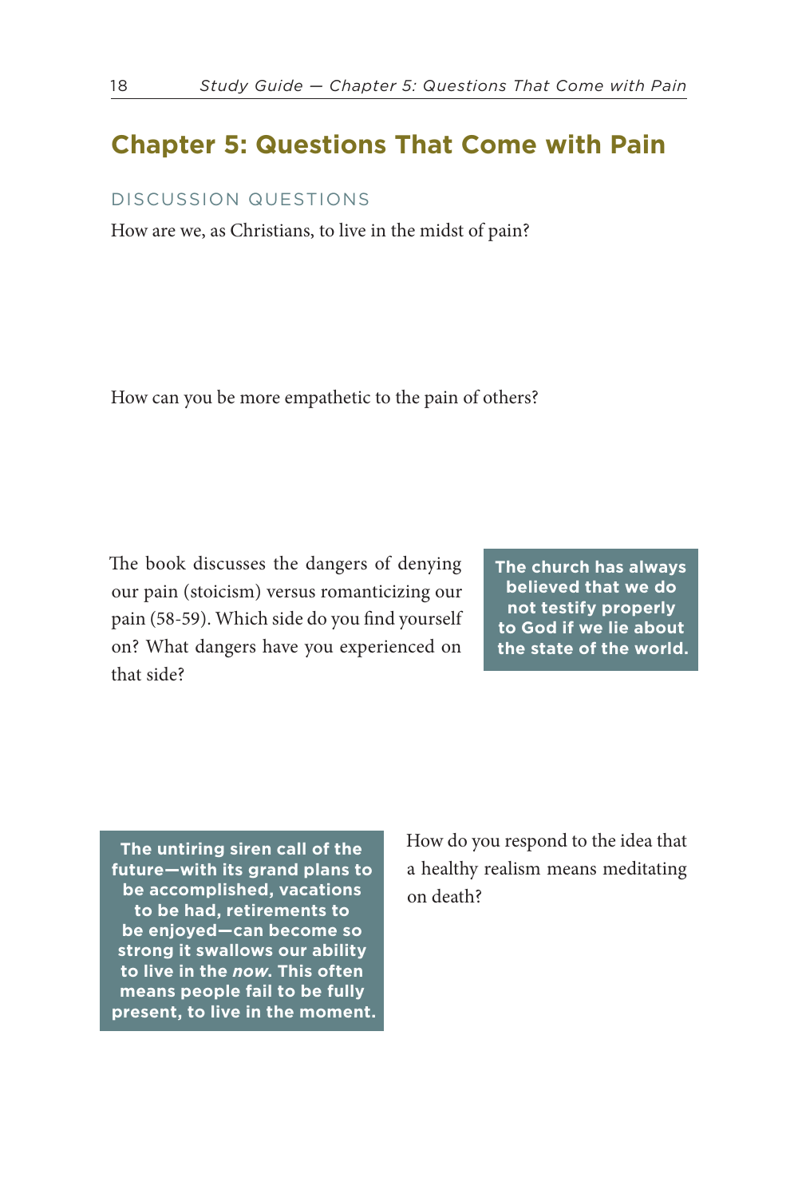## Chapter 5: Questions That Come with Pain

DISCUSSION QUESTIONS

How are we, as Christians, to live in the midst of pain?

How can you be more empathetic to the pain of others?

The book discusses the dangers of denying our pain (stoicism) versus romanticizing our pain (58-59). Which side do you find yourself on? What dangers have you experienced on that side?

**The church has always believed that we do not testify properly to God if we lie about the state of the world.**

**The untiring siren call of the future—with its grand plans to be accomplished, vacations to be had, retirements to be enjoyed—can become so strong it swallows our ability to live in the *now*. This often means people fail to be fully present, to live in the moment.**

How do you respond to the idea that a healthy realism means meditating on death?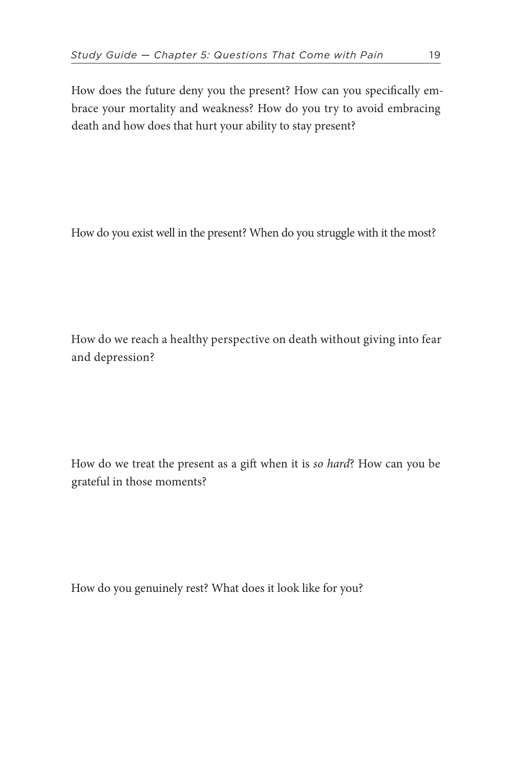How does the future deny you the present? How can you specifically embrace your mortality and weakness? How do you try to avoid embracing death and how does that hurt your ability to stay present?

How do you exist well in the present? When do you struggle with it the most?

How do we reach a healthy perspective on death without giving into fear and depression?

How do we treat the present as a gift when it is *so hard*? How can you be grateful in those moments?

How do you genuinely rest? What does it look like for you?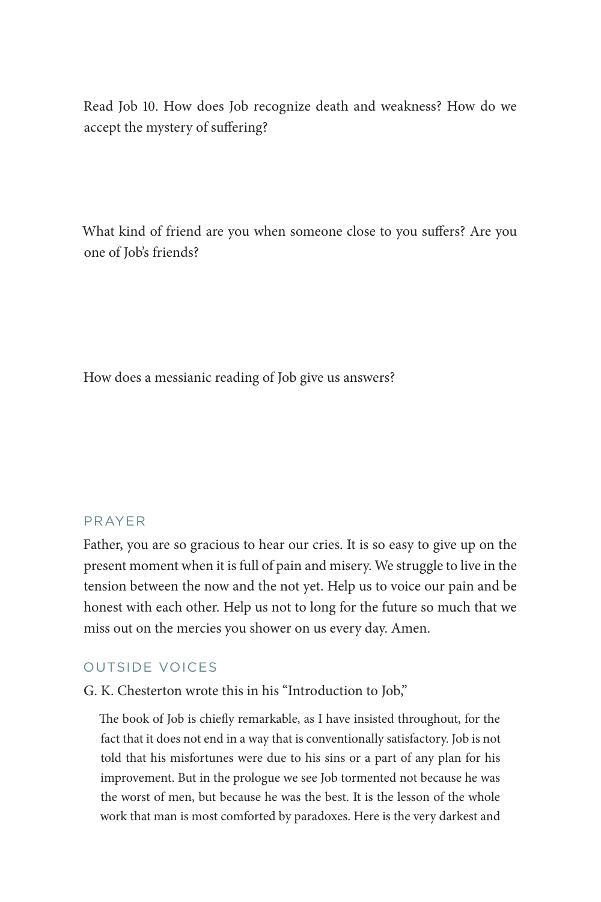Read Job 10. How does Job recognize death and weakness? How do we accept the mystery of suffering?

What kind of friend are you when someone close to you suffers? Are you one of Job's friends?

How does a messianic reading of Job give us answers?

## PRAYER

Father, you are so gracious to hear our cries. It is so easy to give up on the present moment when it is full of pain and misery. We struggle to live in the tension between the now and the not yet. Help us to voice our pain and be honest with each other. Help us not to long for the future so much that we miss out on the mercies you shower on us every day. Amen.

## OUTSIDE VOICES

G. K. Chesterton wrote this in his "Introduction to Job,"

> The book of Job is chiefly remarkable, as I have insisted throughout, for the fact that it does not end in a way that is conventionally satisfactory. Job is not told that his misfortunes were due to his sins or a part of any plan for his improvement. But in the prologue we see Job tormented not because he was the worst of men, but because he was the best. It is the lesson of the whole work that man is most comforted by paradoxes. Here is the very darkest and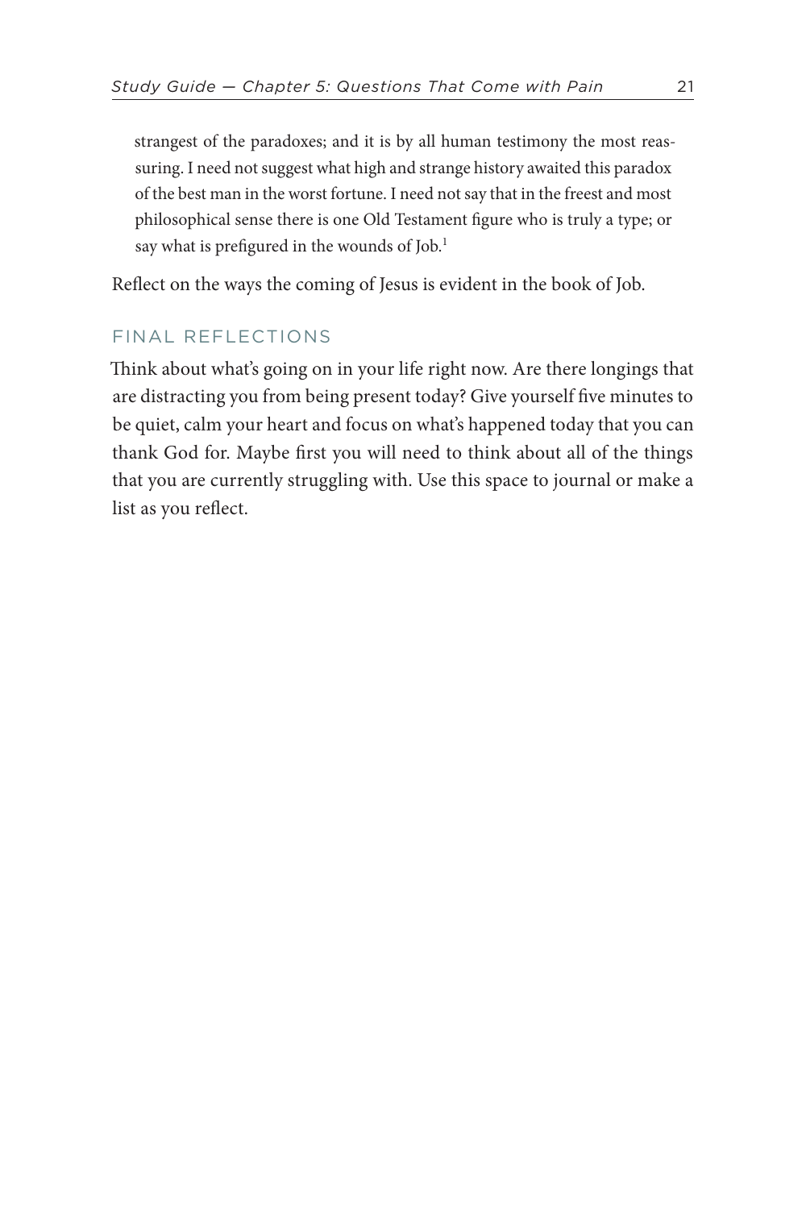> strangest of the paradoxes; and it is by all human testimony the most reassuring. I need not suggest what high and strange history awaited this paradox of the best man in the worst fortune. I need not say that in the freest and most philosophical sense there is one Old Testament figure who is truly a type; or say what is prefigured in the wounds of Job.[1]

Reflect on the ways the coming of Jesus is evident in the book of Job.

## FINAL REFLECTIONS

Think about what's going on in your life right now. Are there longings that are distracting you from being present today? Give yourself five minutes to be quiet, calm your heart and focus on what's happened today that you can thank God for. Maybe first you will need to think about all of the things that you are currently struggling with. Use this space to journal or make a list as you reflect.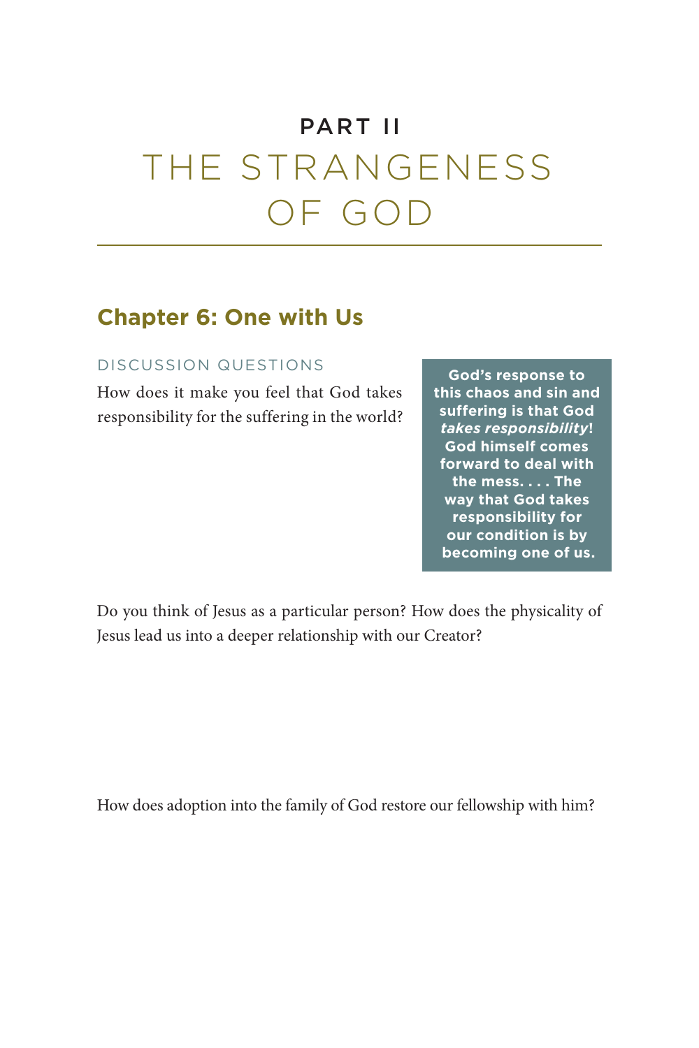# PART II
# THE STRANGENESS OF GOD

## Chapter 6: One with Us

### DISCUSSION QUESTIONS

How does it make you feel that God takes responsibility for the suffering in the world?

> **God's response to this chaos and sin and suffering is that God *takes responsibility*! God himself comes forward to deal with the mess. . . . The way that God takes responsibility for our condition is by becoming one of us.**

Do you think of Jesus as a particular person? How does the physicality of Jesus lead us into a deeper relationship with our Creator?

How does adoption into the family of God restore our fellowship with him?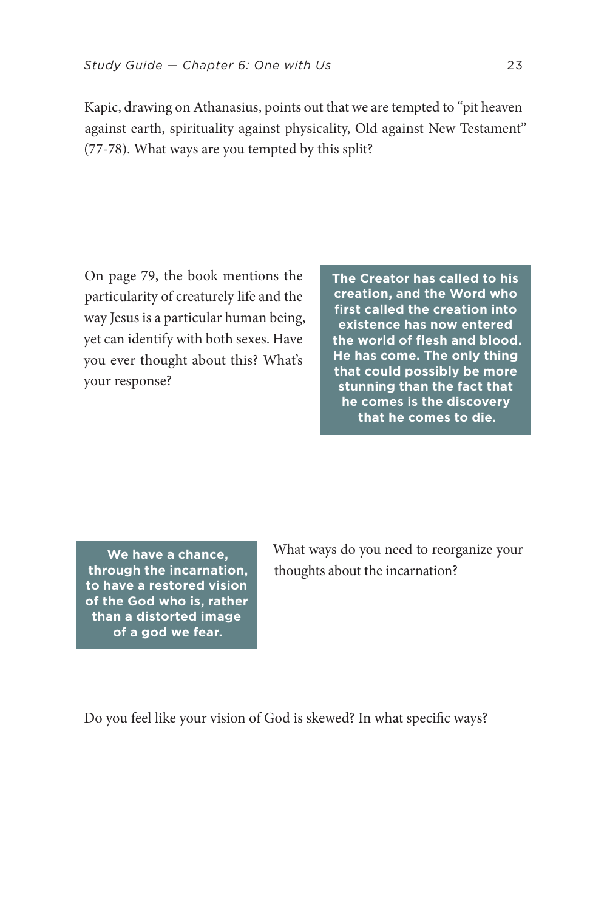Kapic, drawing on Athanasius, points out that we are tempted to "pit heaven against earth, spirituality against physicality, Old against New Testament" (77-78). What ways are you tempted by this split?

On page 79, the book mentions the particularity of creaturely life and the way Jesus is a particular human being, yet can identify with both sexes. Have you ever thought about this? What's your response?

**The Creator has called to his creation, and the Word who first called the creation into existence has now entered the world of flesh and blood. He has come. The only thing that could possibly be more stunning than the fact that he comes is the discovery that he comes to die.**

**We have a chance, through the incarnation, to have a restored vision of the God who is, rather than a distorted image of a god we fear.**

What ways do you need to reorganize your thoughts about the incarnation?

Do you feel like your vision of God is skewed? In what specific ways?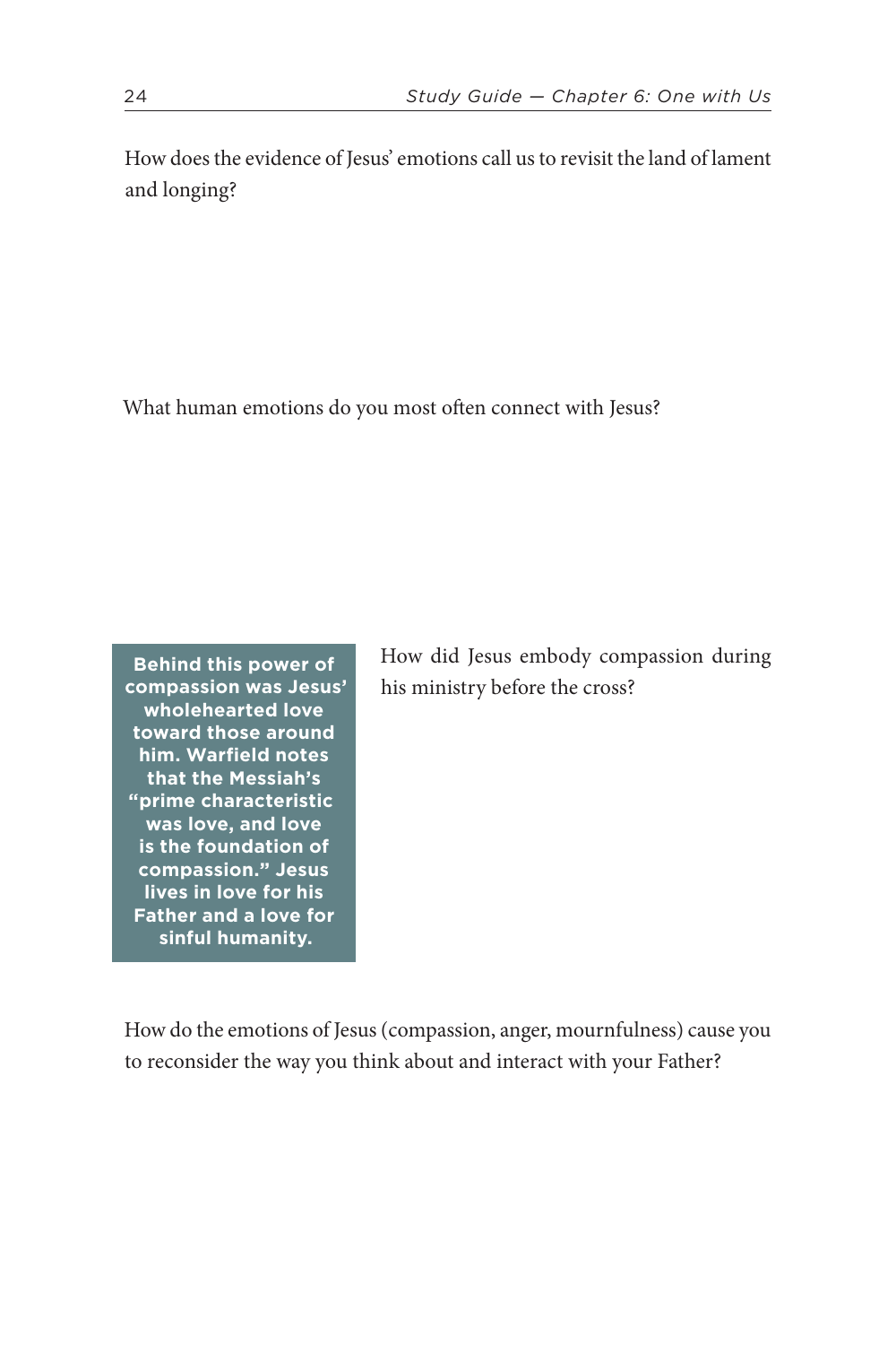How does the evidence of Jesus' emotions call us to revisit the land of lament and longing?

What human emotions do you most often connect with Jesus?

**Behind this power of compassion was Jesus' wholehearted love toward those around him. Warfield notes that the Messiah's "prime characteristic was love, and love is the foundation of compassion." Jesus lives in love for his Father and a love for sinful humanity.**

How did Jesus embody compassion during his ministry before the cross?

How do the emotions of Jesus (compassion, anger, mournfulness) cause you to reconsider the way you think about and interact with your Father?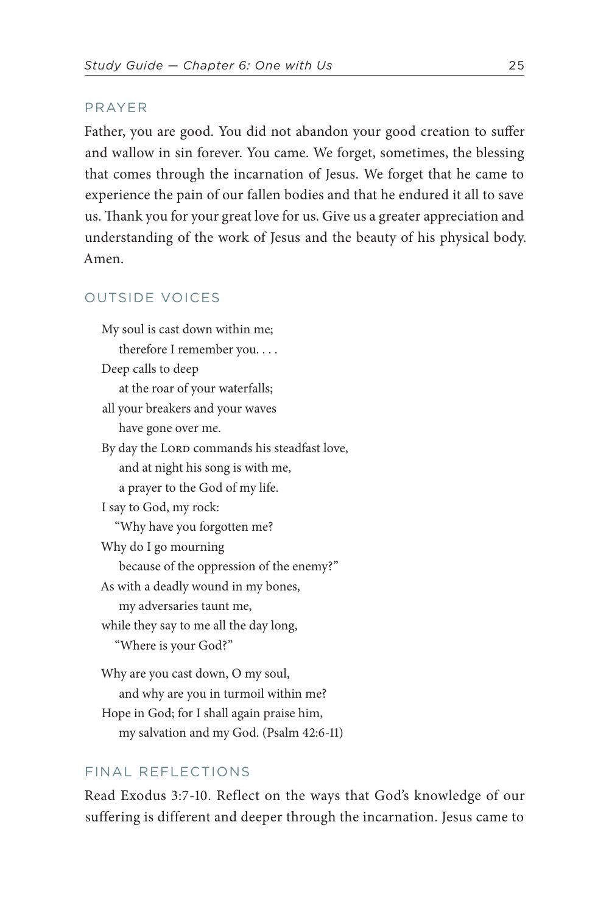## PRAYER

Father, you are good. You did not abandon your good creation to suffer and wallow in sin forever. You came. We forget, sometimes, the blessing that comes through the incarnation of Jesus. We forget that he came to experience the pain of our fallen bodies and that he endured it all to save us. Thank you for your great love for us. Give us a greater appreciation and understanding of the work of Jesus and the beauty of his physical body. Amen.

## OUTSIDE VOICES

> My soul is cast down within me;
> therefore I remember you. . . .
> Deep calls to deep
> at the roar of your waterfalls;
> all your breakers and your waves
> have gone over me.
> By day the Lord commands his steadfast love,
> and at night his song is with me,
> a prayer to the God of my life.
> I say to God, my rock:
> "Why have you forgotten me?
> Why do I go mourning
> because of the oppression of the enemy?"
> As with a deadly wound in my bones,
> my adversaries taunt me,
> while they say to me all the day long,
> "Where is your God?"
>
> Why are you cast down, O my soul,
> and why are you in turmoil within me?
> Hope in God; for I shall again praise him,
> my salvation and my God. (Psalm 42:6-11)

## FINAL REFLECTIONS

Read Exodus 3:7-10. Reflect on the ways that God's knowledge of our suffering is different and deeper through the incarnation. Jesus came to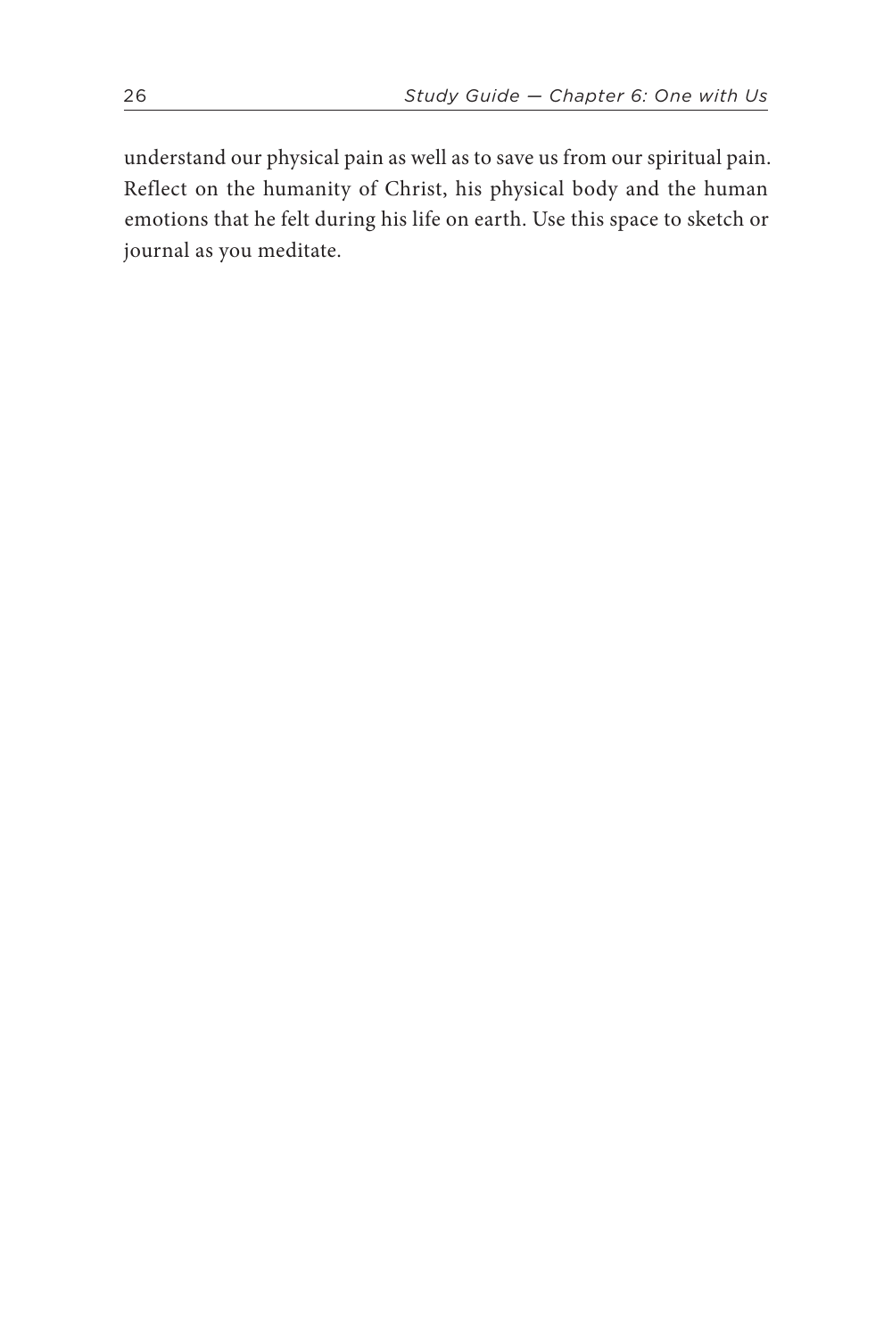understand our physical pain as well as to save us from our spiritual pain. Reflect on the humanity of Christ, his physical body and the human emotions that he felt during his life on earth. Use this space to sketch or journal as you meditate.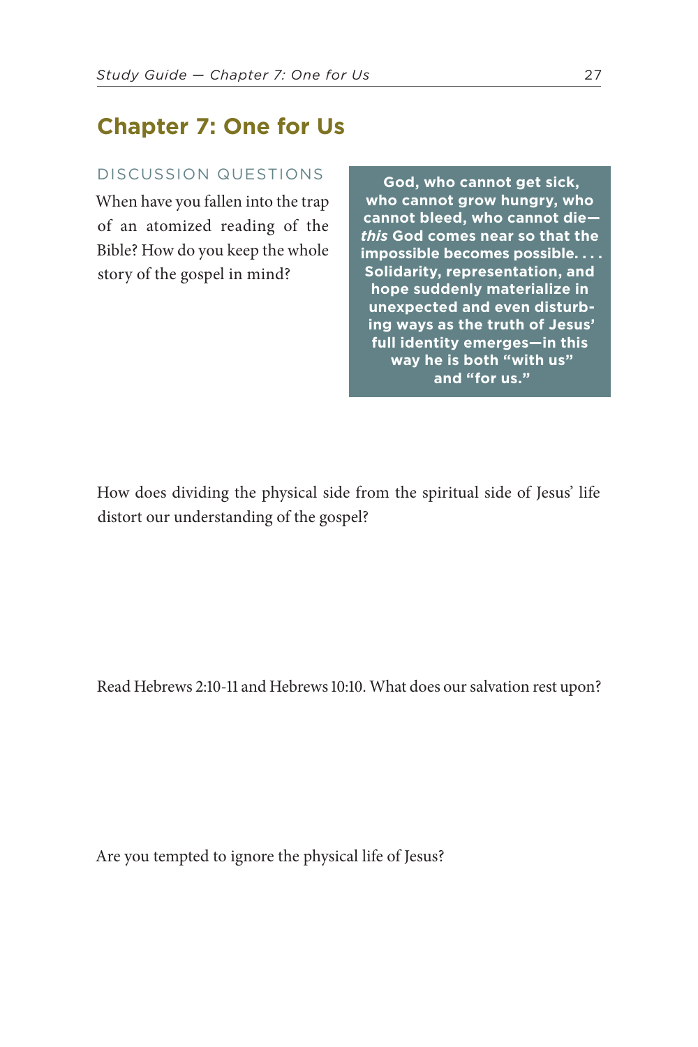## Chapter 7: One for Us

### DISCUSSION QUESTIONS

When have you fallen into the trap of an atomized reading of the Bible? How do you keep the whole story of the gospel in mind?

> **God, who cannot get sick, who cannot grow hungry, who cannot bleed, who cannot die—*this* God comes near so that the impossible becomes possible. . . . Solidarity, representation, and hope suddenly materialize in unexpected and even disturbing ways as the truth of Jesus' full identity emerges—in this way he is both "with us" and "for us."**

How does dividing the physical side from the spiritual side of Jesus' life distort our understanding of the gospel?

Read Hebrews 2:10-11 and Hebrews 10:10. What does our salvation rest upon?

Are you tempted to ignore the physical life of Jesus?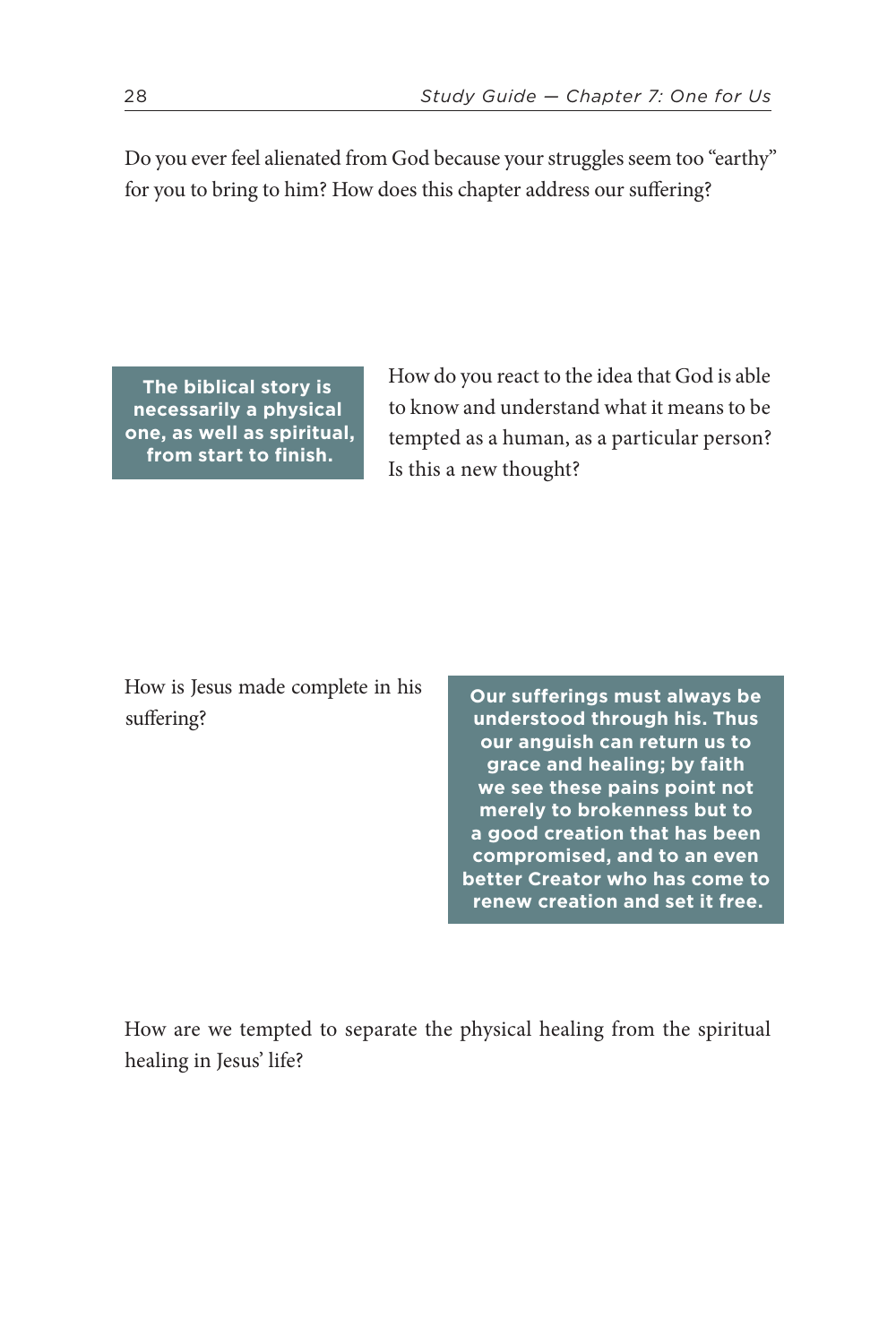Do you ever feel alienated from God because your struggles seem too "earthy" for you to bring to him? How does this chapter address our suffering?

**The biblical story is necessarily a physical one, as well as spiritual, from start to finish.**

How do you react to the idea that God is able to know and understand what it means to be tempted as a human, as a particular person? Is this a new thought?

How is Jesus made complete in his suffering?

**Our sufferings must always be understood through his. Thus our anguish can return us to grace and healing; by faith we see these pains point not merely to brokenness but to a good creation that has been compromised, and to an even better Creator who has come to renew creation and set it free.**

How are we tempted to separate the physical healing from the spiritual healing in Jesus' life?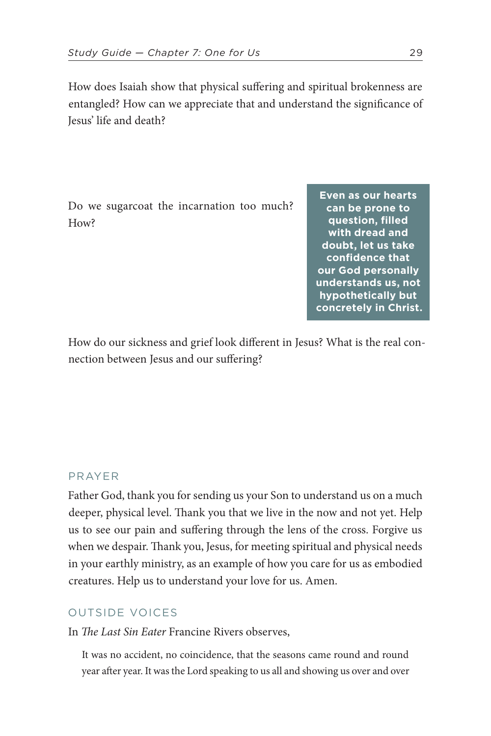How does Isaiah show that physical suffering and spiritual brokenness are entangled? How can we appreciate that and understand the significance of Jesus' life and death?

Do we sugarcoat the incarnation too much? How?

> **Even as our hearts can be prone to question, filled with dread and doubt, let us take confidence that our God personally understands us, not hypothetically but concretely in Christ.**

How do our sickness and grief look different in Jesus? What is the real connection between Jesus and our suffering?

## PRAYER

Father God, thank you for sending us your Son to understand us on a much deeper, physical level. Thank you that we live in the now and not yet. Help us to see our pain and suffering through the lens of the cross. Forgive us when we despair. Thank you, Jesus, for meeting spiritual and physical needs in your earthly ministry, as an example of how you care for us as embodied creatures. Help us to understand your love for us. Amen.

## OUTSIDE VOICES

In *The Last Sin Eater* Francine Rivers observes,

> It was no accident, no coincidence, that the seasons came round and round year after year. It was the Lord speaking to us all and showing us over and over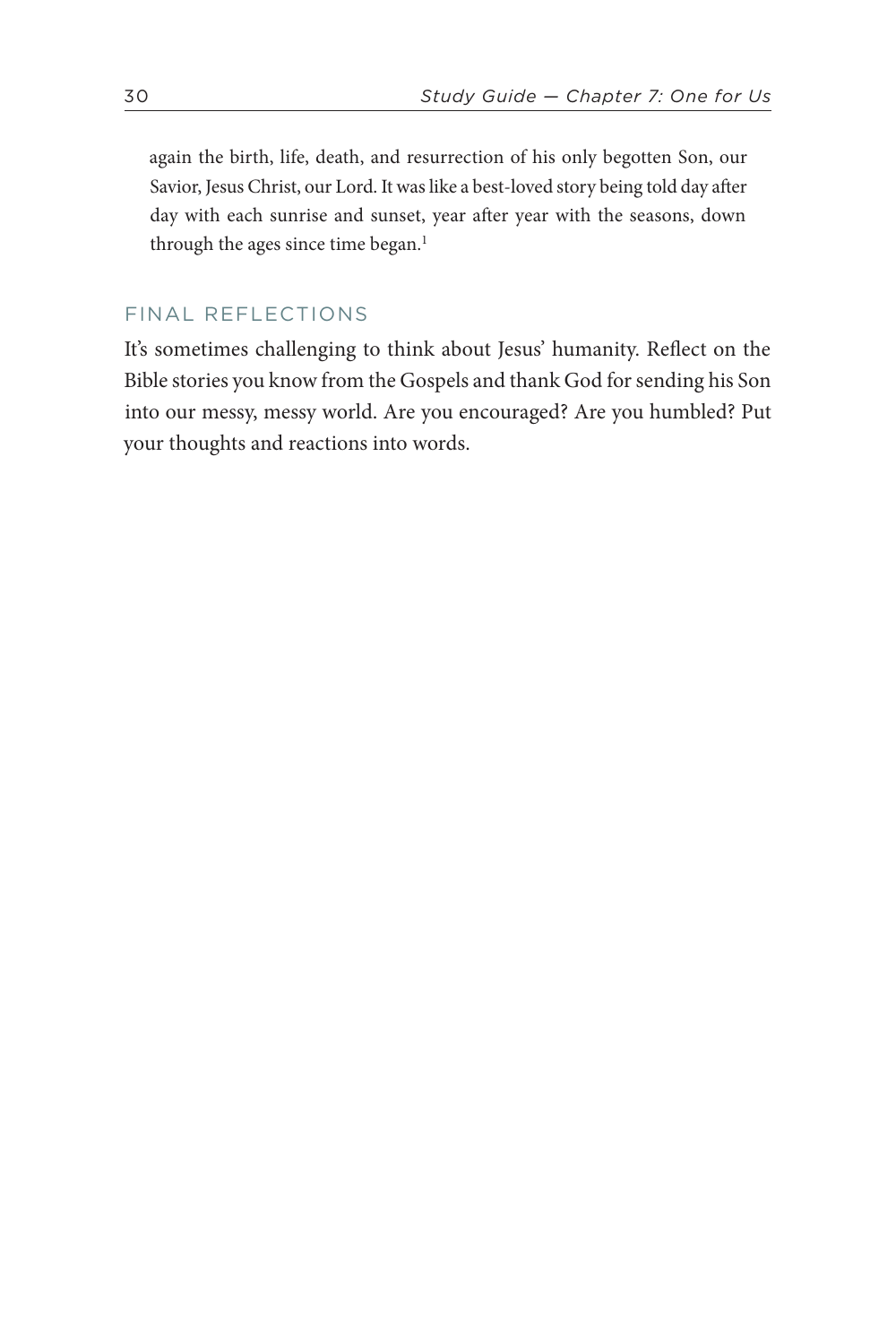> again the birth, life, death, and resurrection of his only begotten Son, our Savior, Jesus Christ, our Lord. It was like a best-loved story being told day after day with each sunrise and sunset, year after year with the seasons, down through the ages since time began.[1]

## FINAL REFLECTIONS

It's sometimes challenging to think about Jesus' humanity. Reflect on the Bible stories you know from the Gospels and thank God for sending his Son into our messy, messy world. Are you encouraged? Are you humbled? Put your thoughts and reactions into words.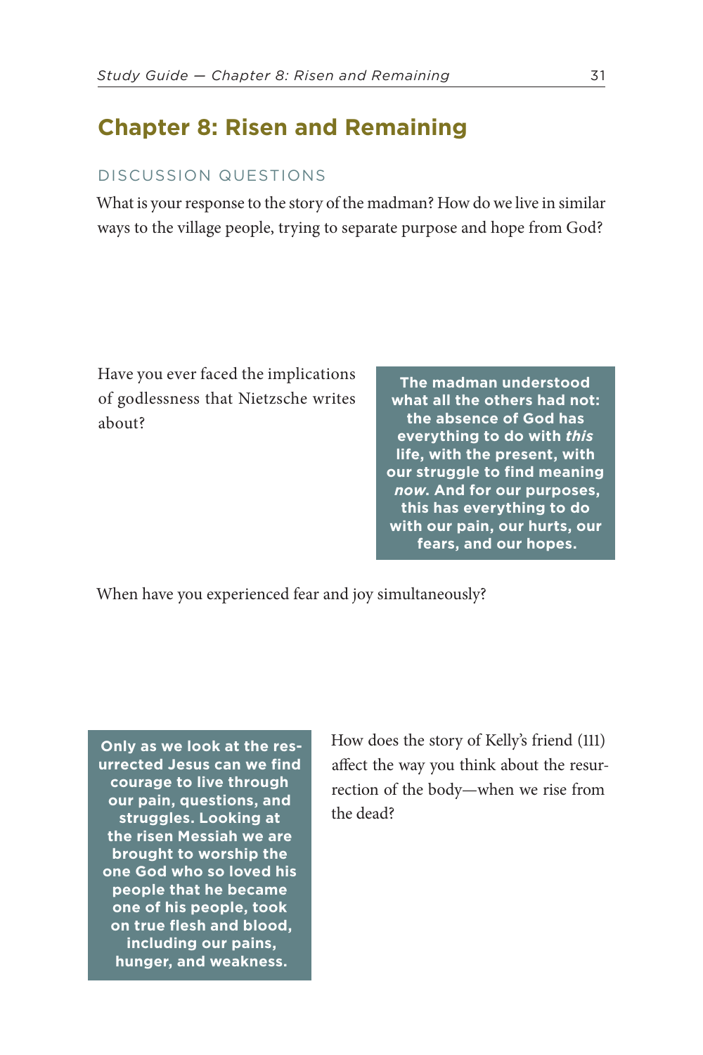## Chapter 8: Risen and Remaining

### DISCUSSION QUESTIONS

What is your response to the story of the madman? How do we live in similar ways to the village people, trying to separate purpose and hope from God?

Have you ever faced the implications of godlessness that Nietzsche writes about?

**The madman understood what all the others had not: the absence of God has everything to do with *this* life, with the present, with our struggle to find meaning *now*. And for our purposes, this has everything to do with our pain, our hurts, our fears, and our hopes.**

When have you experienced fear and joy simultaneously?

**Only as we look at the resurrected Jesus can we find courage to live through our pain, questions, and struggles. Looking at the risen Messiah we are brought to worship the one God who so loved his people that he became one of his people, took on true flesh and blood, including our pains, hunger, and weakness.**

How does the story of Kelly's friend (111) affect the way you think about the resurrection of the body—when we rise from the dead?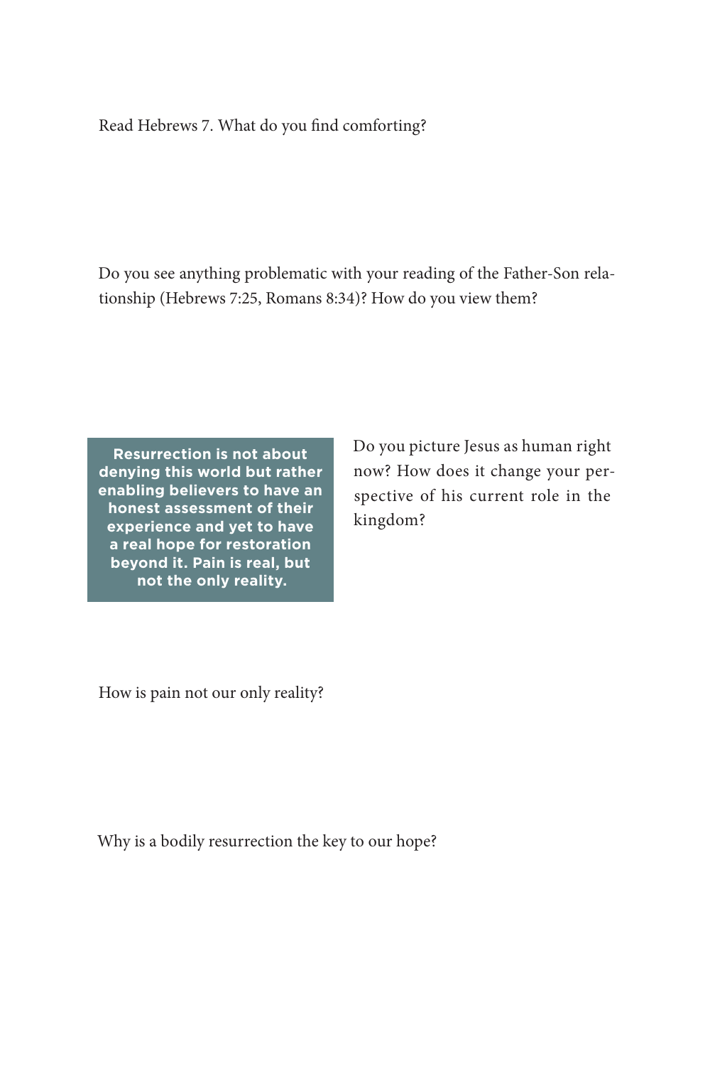Read Hebrews 7. What do you find comforting?

Do you see anything problematic with your reading of the Father-Son relationship (Hebrews 7:25, Romans 8:34)? How do you view them?

**Resurrection is not about denying this world but rather enabling believers to have an honest assessment of their experience and yet to have a real hope for restoration beyond it. Pain is real, but not the only reality.**

Do you picture Jesus as human right now? How does it change your perspective of his current role in the kingdom?

How is pain not our only reality?

Why is a bodily resurrection the key to our hope?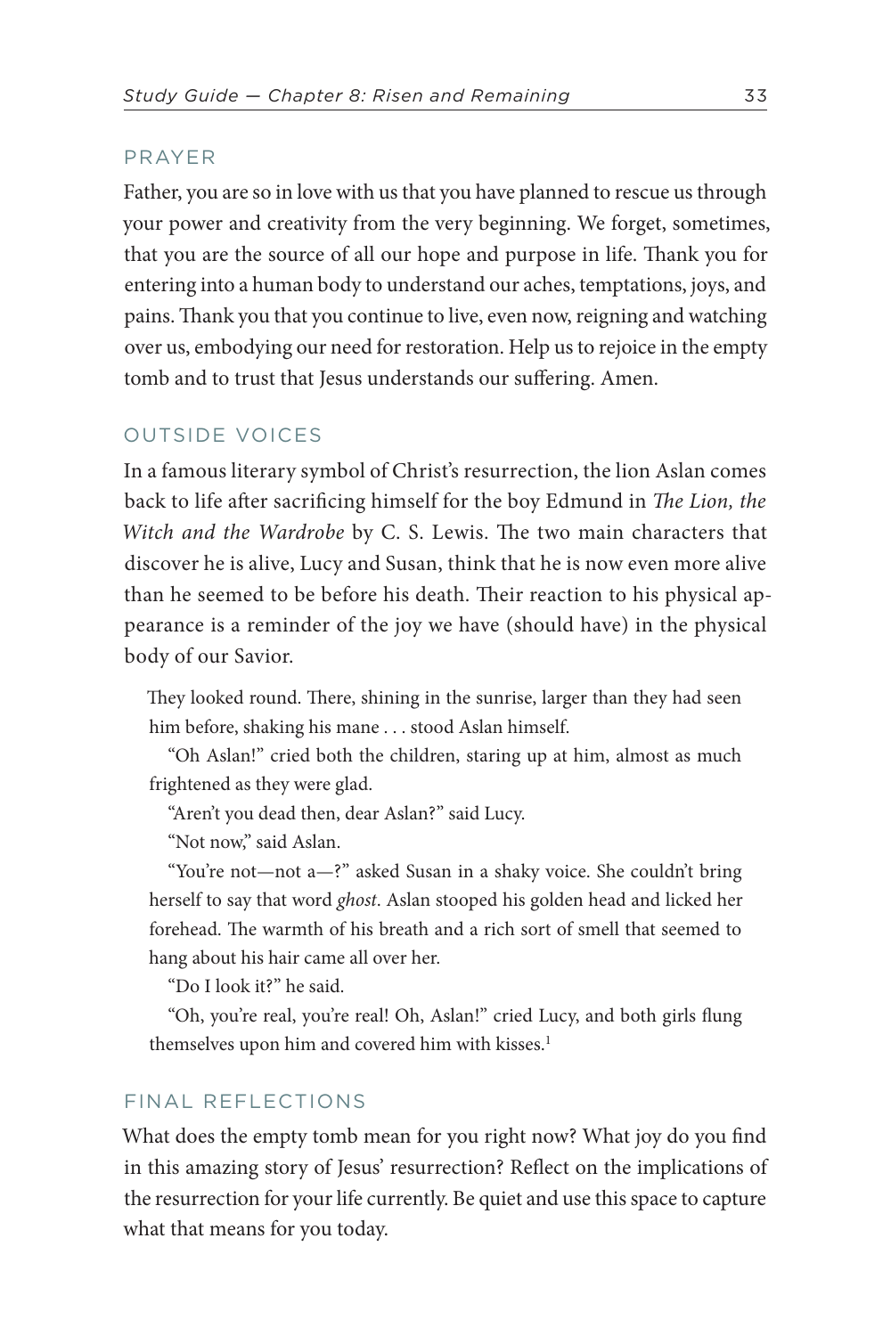## PRAYER

Father, you are so in love with us that you have planned to rescue us through your power and creativity from the very beginning. We forget, sometimes, that you are the source of all our hope and purpose in life. Thank you for entering into a human body to understand our aches, temptations, joys, and pains. Thank you that you continue to live, even now, reigning and watching over us, embodying our need for restoration. Help us to rejoice in the empty tomb and to trust that Jesus understands our suffering. Amen.

## OUTSIDE VOICES

In a famous literary symbol of Christ's resurrection, the lion Aslan comes back to life after sacrificing himself for the boy Edmund in *The Lion, the Witch and the Wardrobe* by C. S. Lewis. The two main characters that discover he is alive, Lucy and Susan, think that he is now even more alive than he seemed to be before his death. Their reaction to his physical appearance is a reminder of the joy we have (should have) in the physical body of our Savior.

> They looked round. There, shining in the sunrise, larger than they had seen him before, shaking his mane . . . stood Aslan himself.
>
> "Oh Aslan!" cried both the children, staring up at him, almost as much frightened as they were glad.
>
> "Aren't you dead then, dear Aslan?" said Lucy.
>
> "Not now," said Aslan.
>
> "You're not—not a—?" asked Susan in a shaky voice. She couldn't bring herself to say that word *ghost*. Aslan stooped his golden head and licked her forehead. The warmth of his breath and a rich sort of smell that seemed to hang about his hair came all over her.
>
> "Do I look it?" he said.
>
> "Oh, you're real, you're real! Oh, Aslan!" cried Lucy, and both girls flung themselves upon him and covered him with kisses.[1]

## FINAL REFLECTIONS

What does the empty tomb mean for you right now? What joy do you find in this amazing story of Jesus' resurrection? Reflect on the implications of the resurrection for your life currently. Be quiet and use this space to capture what that means for you today.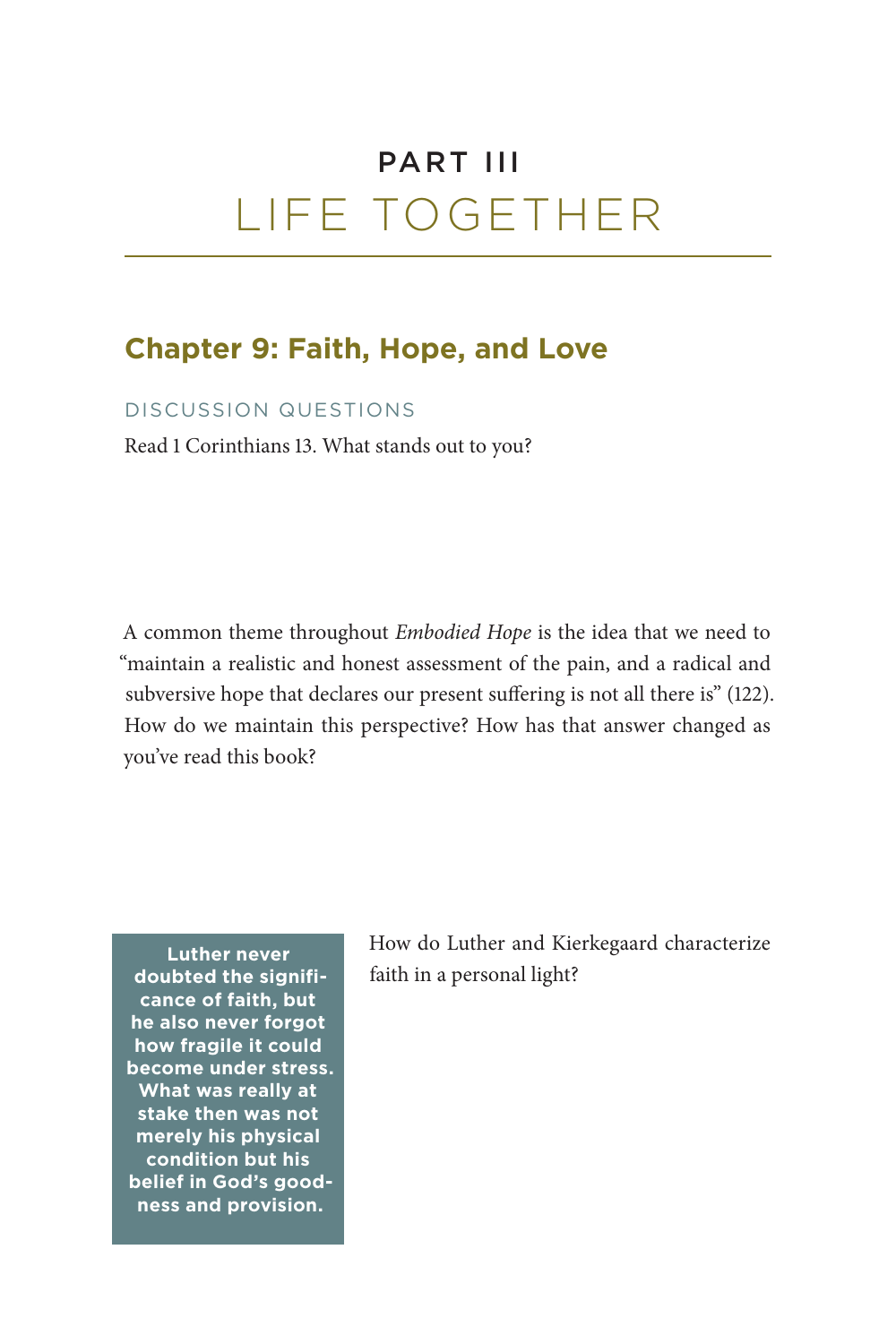# PART III
# LIFE TOGETHER

## Chapter 9: Faith, Hope, and Love

### DISCUSSION QUESTIONS

Read 1 Corinthians 13. What stands out to you?

A common theme throughout *Embodied Hope* is the idea that we need to "maintain a realistic and honest assessment of the pain, and a radical and subversive hope that declares our present suffering is not all there is" (122). How do we maintain this perspective? How has that answer changed as you've read this book?

**Luther never doubted the significance of faith, but he also never forgot how fragile it could become under stress. What was really at stake then was not merely his physical condition but his belief in God's goodness and provision.**

How do Luther and Kierkegaard characterize faith in a personal light?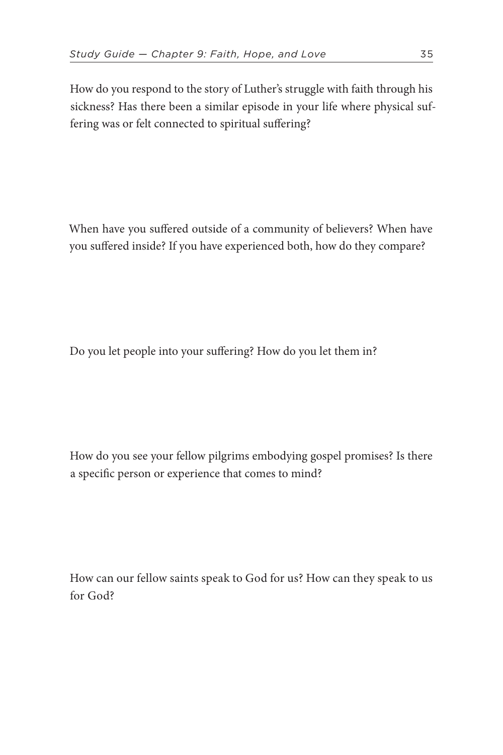How do you respond to the story of Luther's struggle with faith through his sickness? Has there been a similar episode in your life where physical suffering was or felt connected to spiritual suffering?

When have you suffered outside of a community of believers? When have you suffered inside? If you have experienced both, how do they compare?

Do you let people into your suffering? How do you let them in?

How do you see your fellow pilgrims embodying gospel promises? Is there a specific person or experience that comes to mind?

How can our fellow saints speak to God for us? How can they speak to us for God?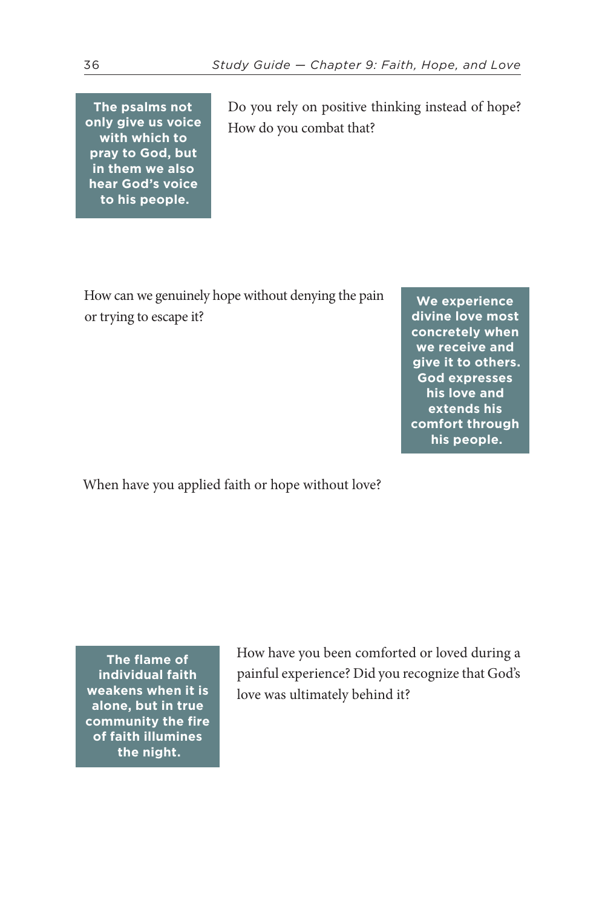**The psalms not only give us voice with which to pray to God, but in them we also hear God's voice to his people.**

Do you rely on positive thinking instead of hope? How do you combat that?

How can we genuinely hope without denying the pain or trying to escape it?

**We experience divine love most concretely when we receive and give it to others. God expresses his love and extends his comfort through his people.**

When have you applied faith or hope without love?

**The flame of individual faith weakens when it is alone, but in true community the fire of faith illumines the night.**

How have you been comforted or loved during a painful experience? Did you recognize that God's love was ultimately behind it?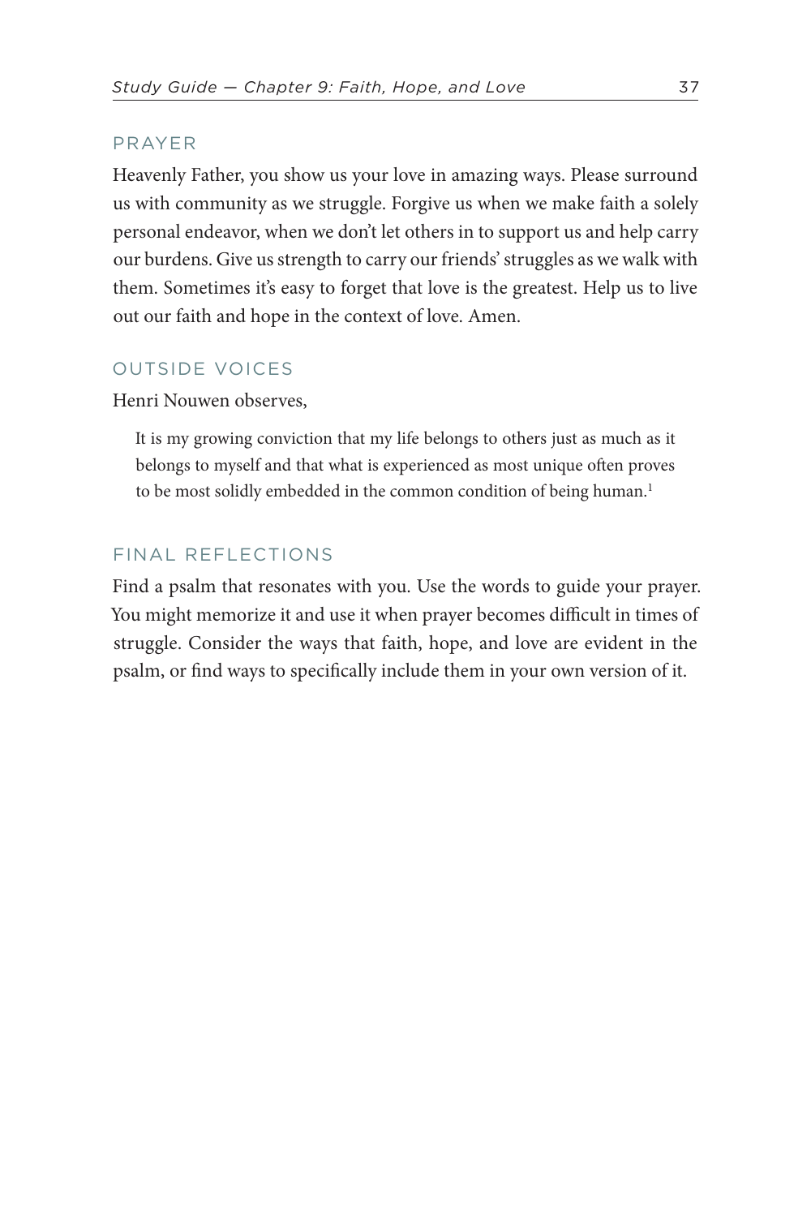## PRAYER

Heavenly Father, you show us your love in amazing ways. Please surround us with community as we struggle. Forgive us when we make faith a solely personal endeavor, when we don't let others in to support us and help carry our burdens. Give us strength to carry our friends' struggles as we walk with them. Sometimes it's easy to forget that love is the greatest. Help us to live out our faith and hope in the context of love. Amen.

## OUTSIDE VOICES

Henri Nouwen observes,

> It is my growing conviction that my life belongs to others just as much as it belongs to myself and that what is experienced as most unique often proves to be most solidly embedded in the common condition of being human.[1]

## FINAL REFLECTIONS

Find a psalm that resonates with you. Use the words to guide your prayer. You might memorize it and use it when prayer becomes difficult in times of struggle. Consider the ways that faith, hope, and love are evident in the psalm, or find ways to specifically include them in your own version of it.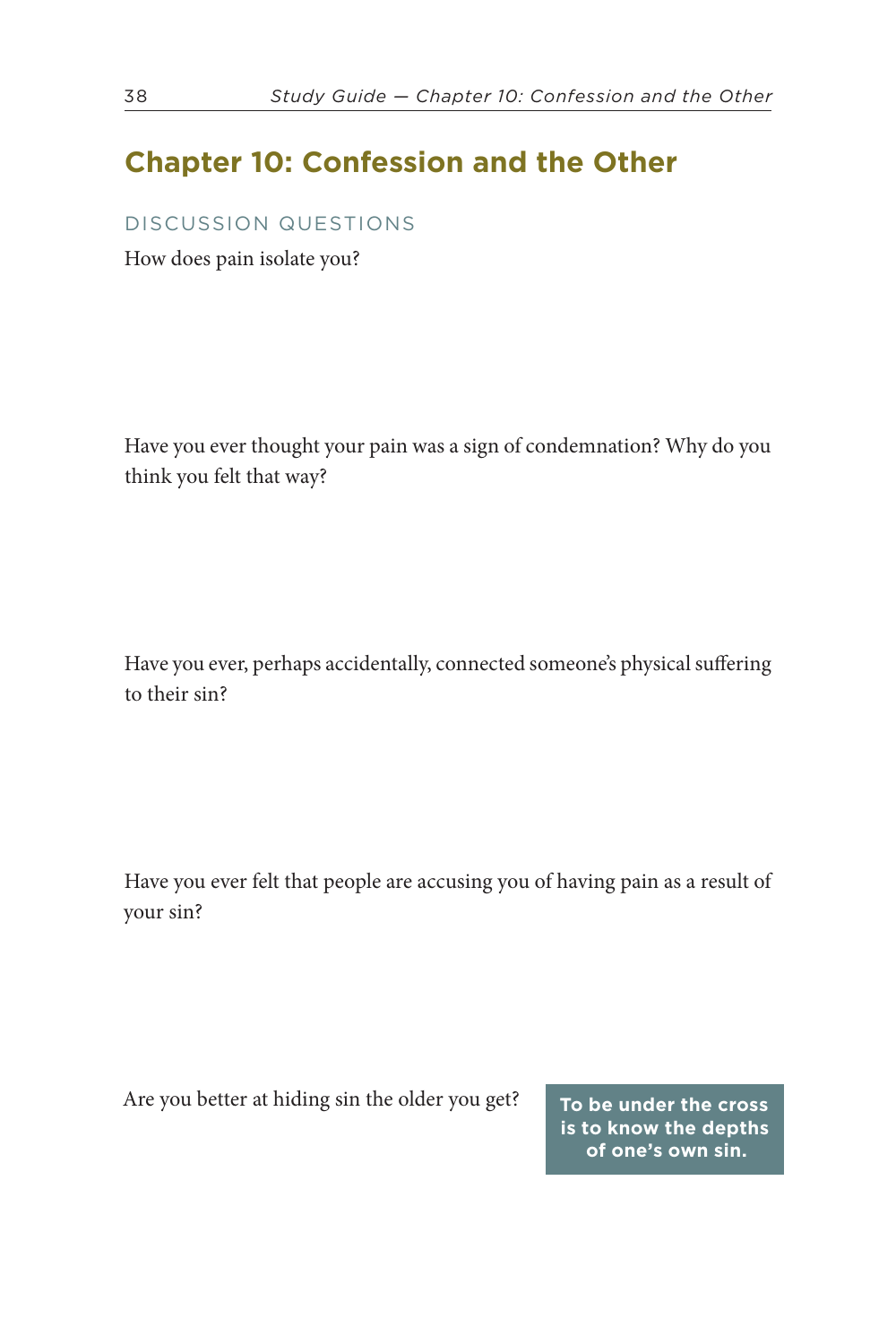## Chapter 10: Confession and the Other

### DISCUSSION QUESTIONS

How does pain isolate you?

Have you ever thought your pain was a sign of condemnation? Why do you think you felt that way?

Have you ever, perhaps accidentally, connected someone's physical suffering to their sin?

Have you ever felt that people are accusing you of having pain as a result of your sin?

Are you better at hiding sin the older you get?

**To be under the cross is to know the depths of one's own sin.**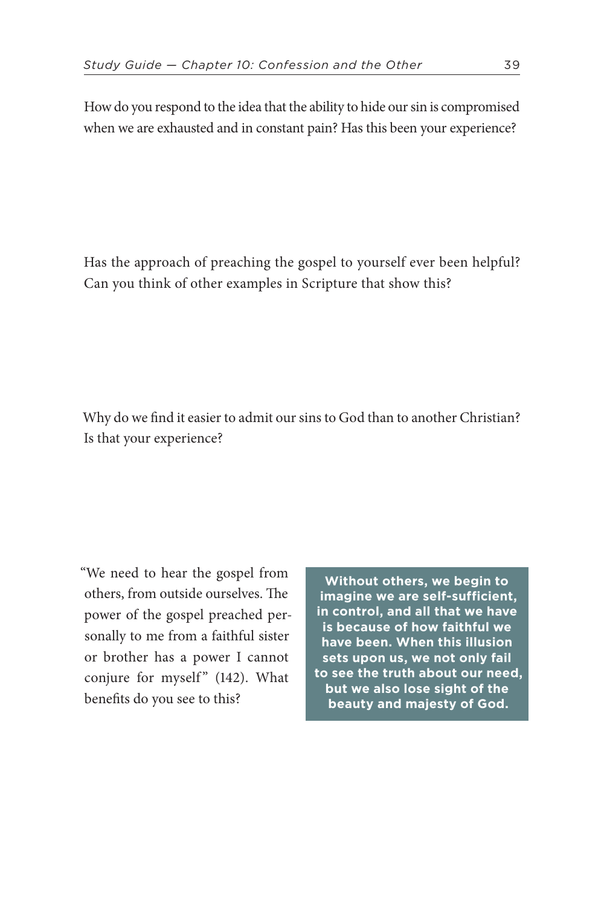How do you respond to the idea that the ability to hide our sin is compromised when we are exhausted and in constant pain? Has this been your experience?

Has the approach of preaching the gospel to yourself ever been helpful? Can you think of other examples in Scripture that show this?

Why do we find it easier to admit our sins to God than to another Christian? Is that your experience?

"We need to hear the gospel from others, from outside ourselves. The power of the gospel preached personally to me from a faithful sister or brother has a power I cannot conjure for myself" (142). What benefits do you see to this?

**Without others, we begin to imagine we are self-sufficient, in control, and all that we have is because of how faithful we have been. When this illusion sets upon us, we not only fail to see the truth about our need, but we also lose sight of the beauty and majesty of God.**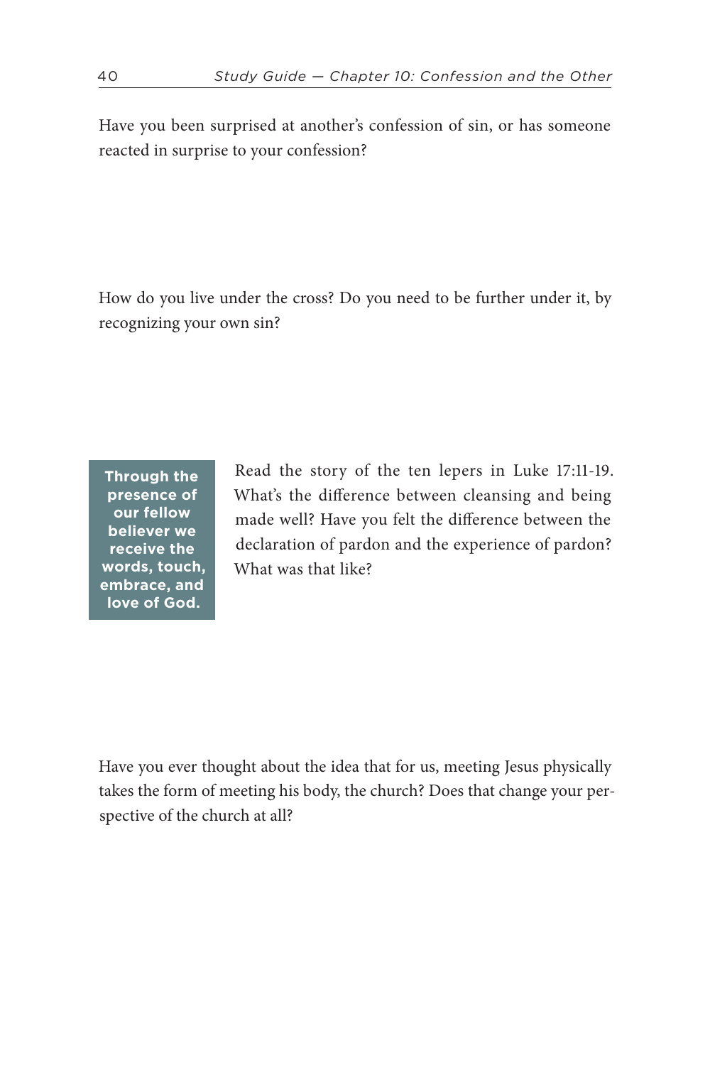Have you been surprised at another's confession of sin, or has someone reacted in surprise to your confession?

How do you live under the cross? Do you need to be further under it, by recognizing your own sin?

**Through the presence of our fellow believer we receive the words, touch, embrace, and love of God.**

Read the story of the ten lepers in Luke 17:11-19. What's the difference between cleansing and being made well? Have you felt the difference between the declaration of pardon and the experience of pardon? What was that like?

Have you ever thought about the idea that for us, meeting Jesus physically takes the form of meeting his body, the church? Does that change your perspective of the church at all?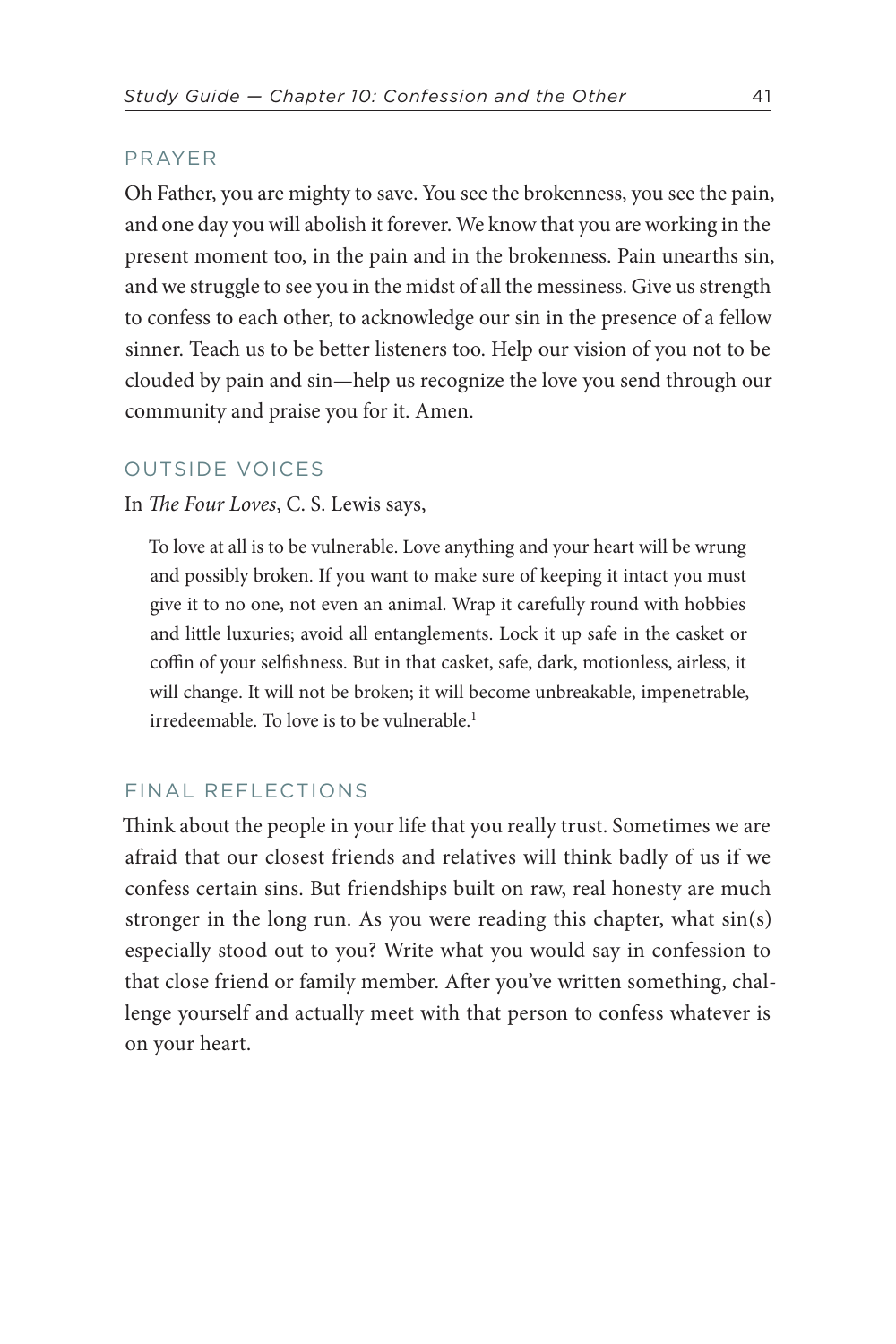## PRAYER

Oh Father, you are mighty to save. You see the brokenness, you see the pain, and one day you will abolish it forever. We know that you are working in the present moment too, in the pain and in the brokenness. Pain unearths sin, and we struggle to see you in the midst of all the messiness. Give us strength to confess to each other, to acknowledge our sin in the presence of a fellow sinner. Teach us to be better listeners too. Help our vision of you not to be clouded by pain and sin—help us recognize the love you send through our community and praise you for it. Amen.

## OUTSIDE VOICES

In *The Four Loves*, C. S. Lewis says,

> To love at all is to be vulnerable. Love anything and your heart will be wrung and possibly broken. If you want to make sure of keeping it intact you must give it to no one, not even an animal. Wrap it carefully round with hobbies and little luxuries; avoid all entanglements. Lock it up safe in the casket or coffin of your selfishness. But in that casket, safe, dark, motionless, airless, it will change. It will not be broken; it will become unbreakable, impenetrable, irredeemable. To love is to be vulnerable.[1]

## FINAL REFLECTIONS

Think about the people in your life that you really trust. Sometimes we are afraid that our closest friends and relatives will think badly of us if we confess certain sins. But friendships built on raw, real honesty are much stronger in the long run. As you were reading this chapter, what sin(s) especially stood out to you? Write what you would say in confession to that close friend or family member. After you've written something, challenge yourself and actually meet with that person to confess whatever is on your heart.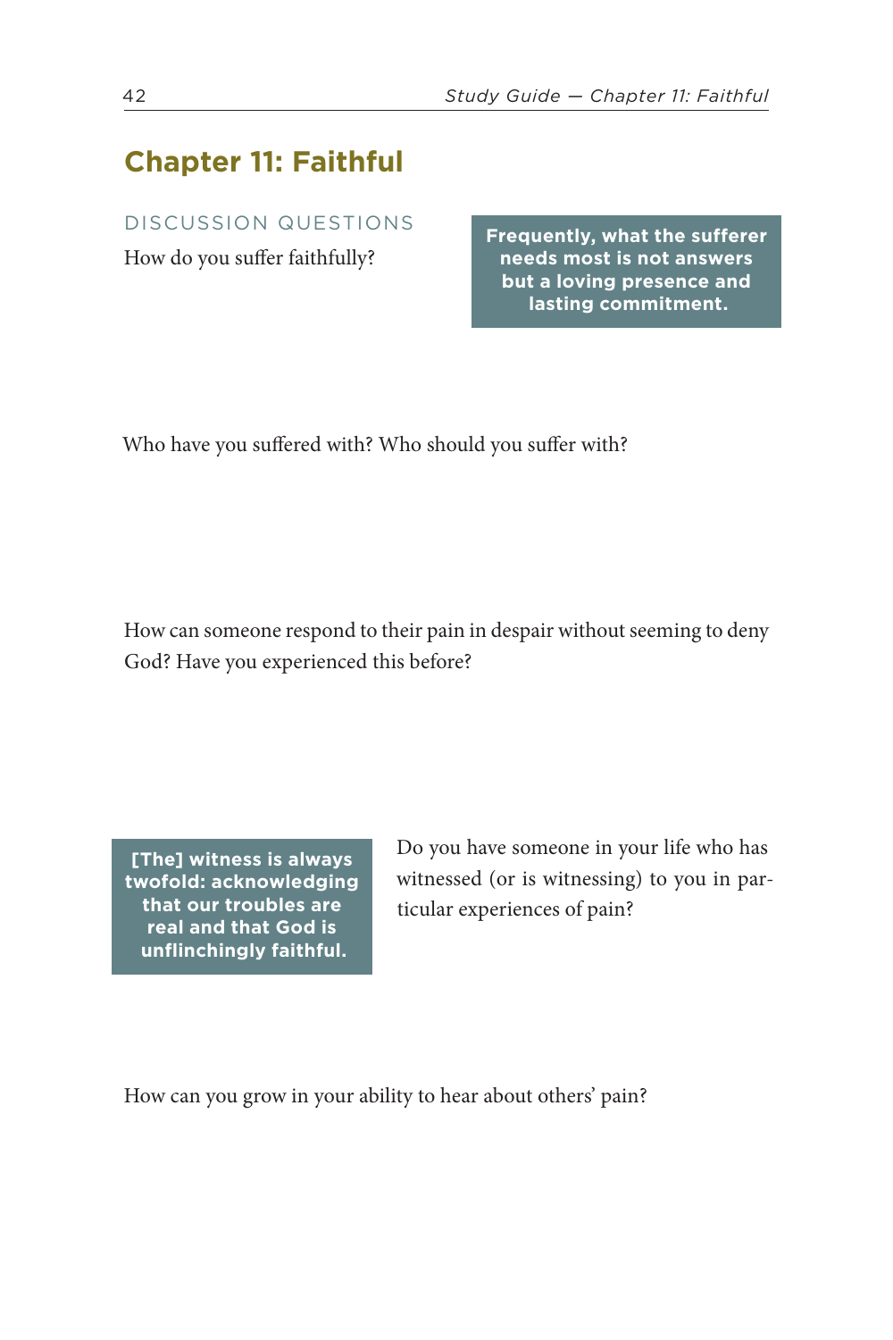## Chapter 11: Faithful

### DISCUSSION QUESTIONS

How do you suffer faithfully?

> **Frequently, what the sufferer needs most is not answers but a loving presence and lasting commitment.**

Who have you suffered with? Who should you suffer with?

How can someone respond to their pain in despair without seeming to deny God? Have you experienced this before?

> **[The] witness is always twofold: acknowledging that our troubles are real and that God is unflinchingly faithful.**

Do you have someone in your life who has witnessed (or is witnessing) to you in particular experiences of pain?

How can you grow in your ability to hear about others' pain?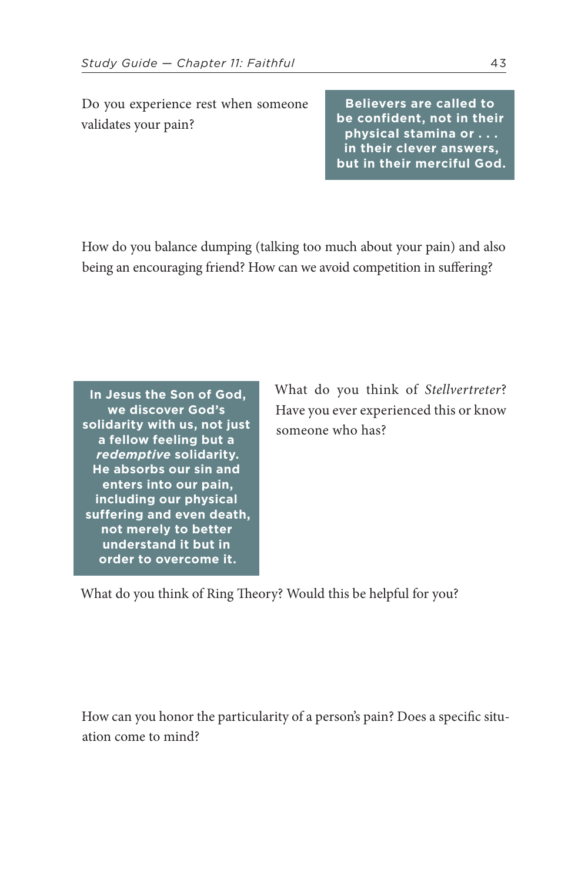Do you experience rest when someone validates your pain?

> **Believers are called to be confident, not in their physical stamina or . . . in their clever answers, but in their merciful God.**

How do you balance dumping (talking too much about your pain) and also being an encouraging friend? How can we avoid competition in suffering?

> **In Jesus the Son of God, we discover God's solidarity with us, not just a fellow feeling but a *redemptive* solidarity. He absorbs our sin and enters into our pain, including our physical suffering and even death, not merely to better understand it but in order to overcome it.**

What do you think of *Stellvertreter*? Have you ever experienced this or know someone who has?

What do you think of Ring Theory? Would this be helpful for you?

How can you honor the particularity of a person's pain? Does a specific situation come to mind?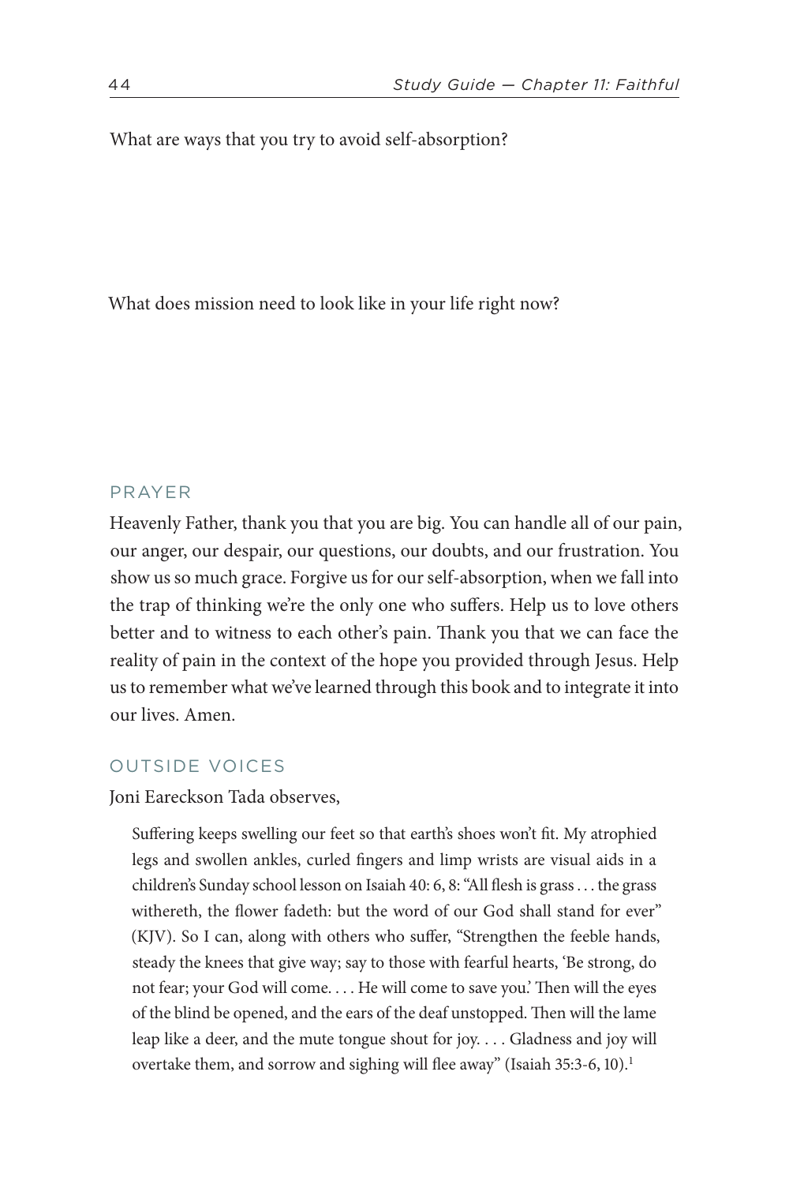What are ways that you try to avoid self-absorption?

What does mission need to look like in your life right now?

## PRAYER

Heavenly Father, thank you that you are big. You can handle all of our pain, our anger, our despair, our questions, our doubts, and our frustration. You show us so much grace. Forgive us for our self-absorption, when we fall into the trap of thinking we're the only one who suffers. Help us to love others better and to witness to each other's pain. Thank you that we can face the reality of pain in the context of the hope you provided through Jesus. Help us to remember what we've learned through this book and to integrate it into our lives. Amen.

## OUTSIDE VOICES

Joni Eareckson Tada observes,

> Suffering keeps swelling our feet so that earth's shoes won't fit. My atrophied legs and swollen ankles, curled fingers and limp wrists are visual aids in a children's Sunday school lesson on Isaiah 40: 6, 8: "All flesh is grass . . . the grass withereth, the flower fadeth: but the word of our God shall stand for ever" (KJV). So I can, along with others who suffer, "Strengthen the feeble hands, steady the knees that give way; say to those with fearful hearts, 'Be strong, do not fear; your God will come. . . . He will come to save you.' Then will the eyes of the blind be opened, and the ears of the deaf unstopped. Then will the lame leap like a deer, and the mute tongue shout for joy. . . . Gladness and joy will overtake them, and sorrow and sighing will flee away" (Isaiah 35:3-6, 10).[1]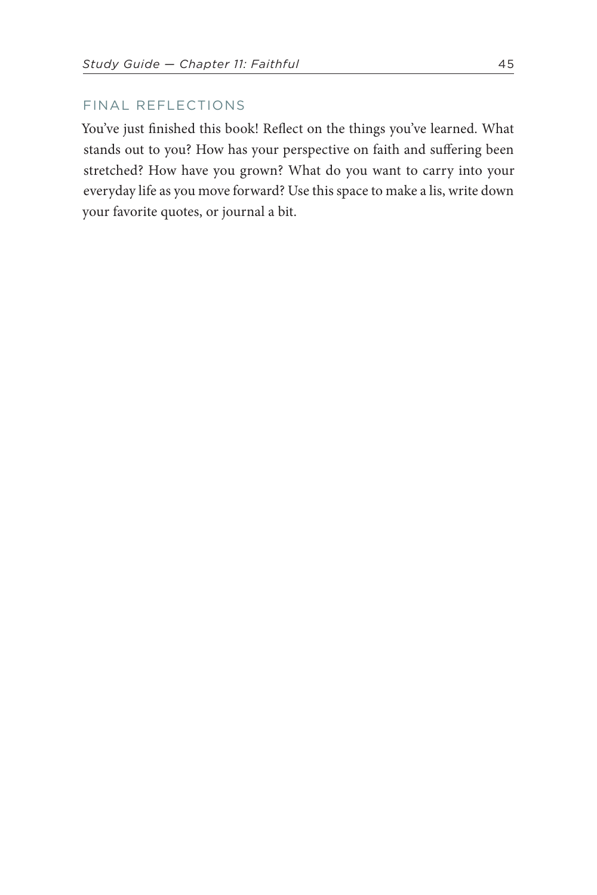## FINAL REFLECTIONS

You've just finished this book! Reflect on the things you've learned. What stands out to you? How has your perspective on faith and suffering been stretched? How have you grown? What do you want to carry into your everyday life as you move forward? Use this space to make a lis, write down your favorite quotes, or journal a bit.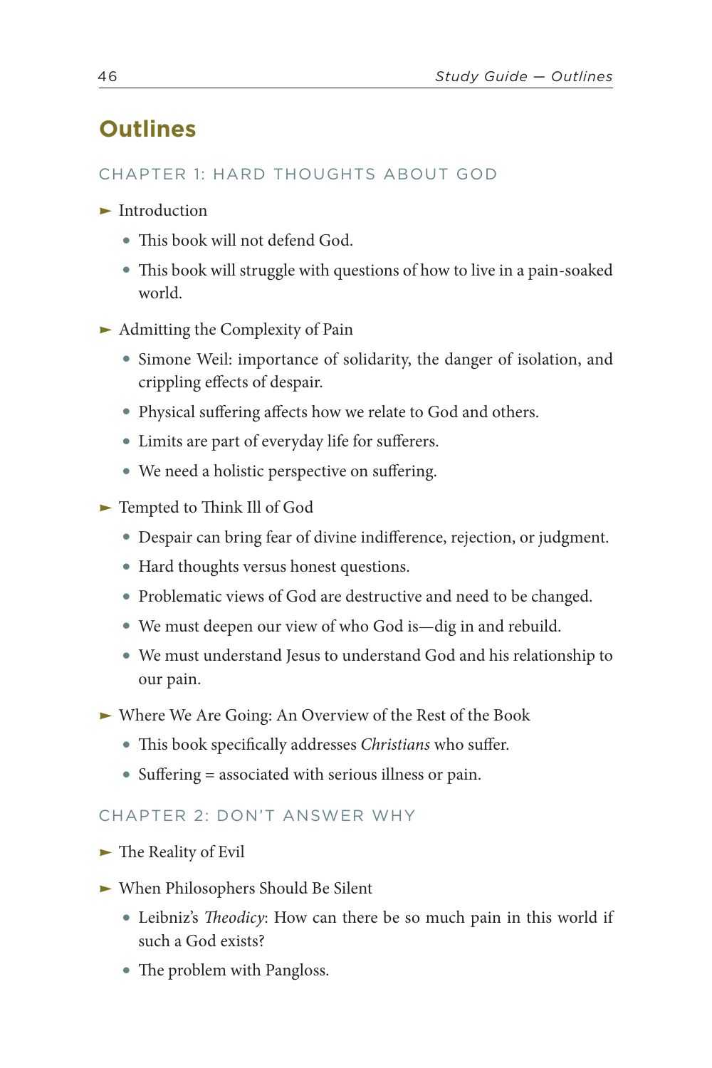# Outlines

## CHAPTER 1: HARD THOUGHTS ABOUT GOD

- Introduction
  - This book will not defend God.
  - This book will struggle with questions of how to live in a pain-soaked world.
- Admitting the Complexity of Pain
  - Simone Weil: importance of solidarity, the danger of isolation, and crippling effects of despair.
  - Physical suffering affects how we relate to God and others.
  - Limits are part of everyday life for sufferers.
  - We need a holistic perspective on suffering.
- Tempted to Think Ill of God
  - Despair can bring fear of divine indifference, rejection, or judgment.
  - Hard thoughts versus honest questions.
  - Problematic views of God are destructive and need to be changed.
  - We must deepen our view of who God is—dig in and rebuild.
  - We must understand Jesus to understand God and his relationship to our pain.
- Where We Are Going: An Overview of the Rest of the Book
  - This book specifically addresses *Christians* who suffer.
  - Suffering = associated with serious illness or pain.

## CHAPTER 2: DON'T ANSWER WHY

- The Reality of Evil
- When Philosophers Should Be Silent
  - Leibniz's *Theodicy*: How can there be so much pain in this world if such a God exists?
  - The problem with Pangloss.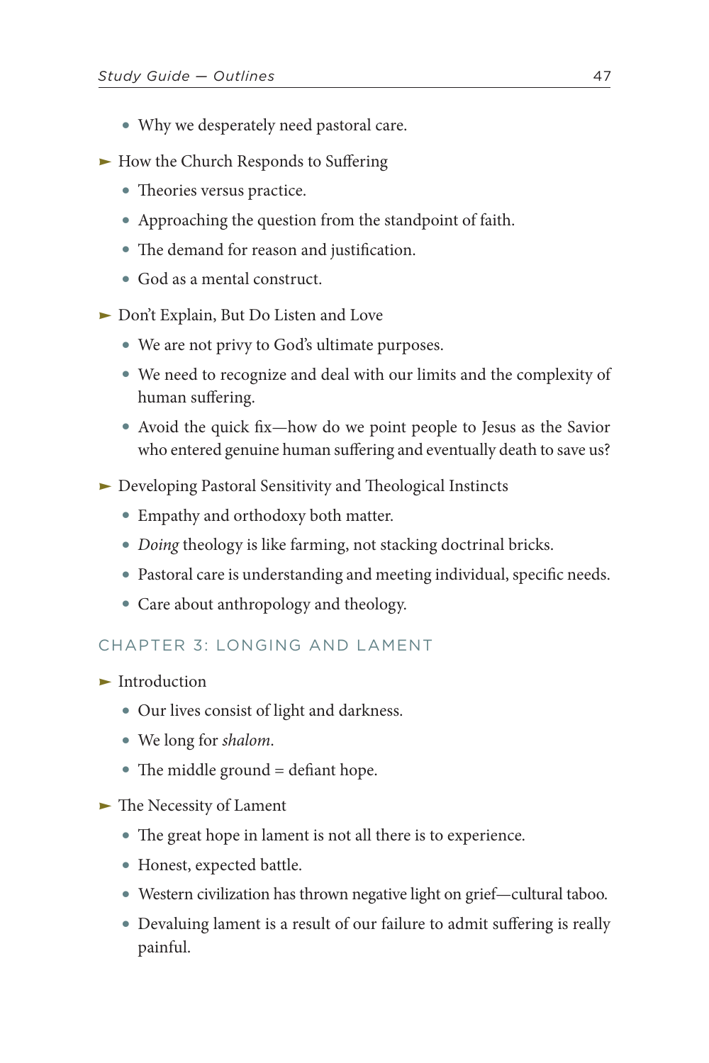- Why we desperately need pastoral care.

- How the Church Responds to Suffering
  - Theories versus practice.
  - Approaching the question from the standpoint of faith.
  - The demand for reason and justification.
  - God as a mental construct.

- Don't Explain, But Do Listen and Love
  - We are not privy to God's ultimate purposes.
  - We need to recognize and deal with our limits and the complexity of human suffering.
  - Avoid the quick fix—how do we point people to Jesus as the Savior who entered genuine human suffering and eventually death to save us?

- Developing Pastoral Sensitivity and Theological Instincts
  - Empathy and orthodoxy both matter.
  - *Doing* theology is like farming, not stacking doctrinal bricks.
  - Pastoral care is understanding and meeting individual, specific needs.
  - Care about anthropology and theology.

## CHAPTER 3: LONGING AND LAMENT

- Introduction
  - Our lives consist of light and darkness.
  - We long for *shalom*.
  - The middle ground = defiant hope.

- The Necessity of Lament
  - The great hope in lament is not all there is to experience.
  - Honest, expected battle.
  - Western civilization has thrown negative light on grief—cultural taboo.
  - Devaluing lament is a result of our failure to admit suffering is really painful.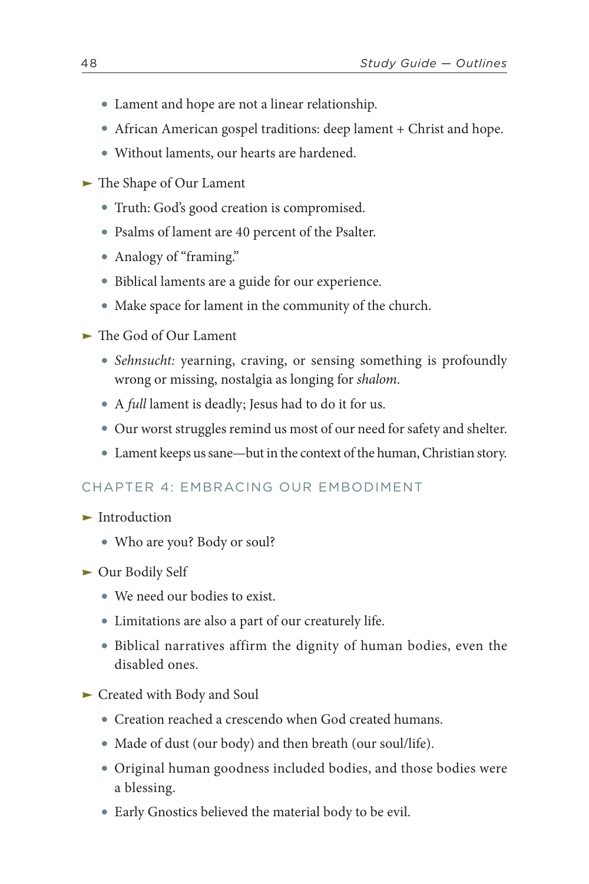- Lament and hope are not a linear relationship.
- African American gospel traditions: deep lament + Christ and hope.
- Without laments, our hearts are hardened.

► The Shape of Our Lament

- Truth: God's good creation is compromised.
- Psalms of lament are 40 percent of the Psalter.
- Analogy of "framing."
- Biblical laments are a guide for our experience.
- Make space for lament in the community of the church.

► The God of Our Lament

- *Sehnsucht:* yearning, craving, or sensing something is profoundly wrong or missing, nostalgia as longing for *shalom*.
- A *full* lament is deadly; Jesus had to do it for us.
- Our worst struggles remind us most of our need for safety and shelter.
- Lament keeps us sane—but in the context of the human, Christian story.

## CHAPTER 4: EMBRACING OUR EMBODIMENT

► Introduction

- Who are you? Body or soul?

► Our Bodily Self

- We need our bodies to exist.
- Limitations are also a part of our creaturely life.
- Biblical narratives affirm the dignity of human bodies, even the disabled ones.

► Created with Body and Soul

- Creation reached a crescendo when God created humans.
- Made of dust (our body) and then breath (our soul/life).
- Original human goodness included bodies, and those bodies were a blessing.
- Early Gnostics believed the material body to be evil.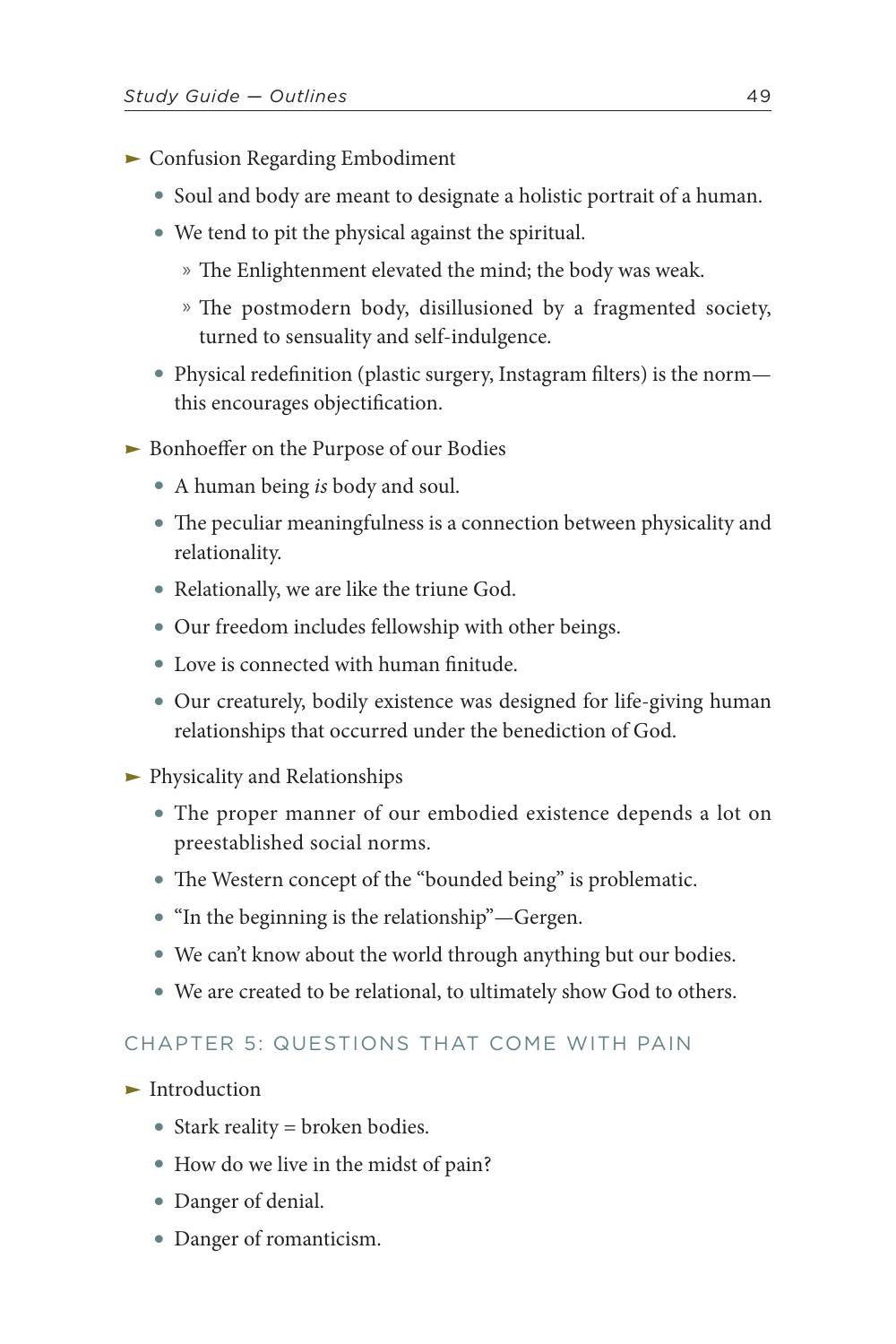- Confusion Regarding Embodiment
  - Soul and body are meant to designate a holistic portrait of a human.
  - We tend to pit the physical against the spiritual.
    - The Enlightenment elevated the mind; the body was weak.
    - The postmodern body, disillusioned by a fragmented society, turned to sensuality and self-indulgence.
  - Physical redefinition (plastic surgery, Instagram filters) is the norm—this encourages objectification.
- Bonhoeffer on the Purpose of our Bodies
  - A human being *is* body and soul.
  - The peculiar meaningfulness is a connection between physicality and relationality.
  - Relationally, we are like the triune God.
  - Our freedom includes fellowship with other beings.
  - Love is connected with human finitude.
  - Our creaturely, bodily existence was designed for life-giving human relationships that occurred under the benediction of God.
- Physicality and Relationships
  - The proper manner of our embodied existence depends a lot on preestablished social norms.
  - The Western concept of the "bounded being" is problematic.
  - "In the beginning is the relationship"—Gergen.
  - We can't know about the world through anything but our bodies.
  - We are created to be relational, to ultimately show God to others.

## CHAPTER 5: QUESTIONS THAT COME WITH PAIN

- Introduction
  - Stark reality = broken bodies.
  - How do we live in the midst of pain?
  - Danger of denial.
  - Danger of romanticism.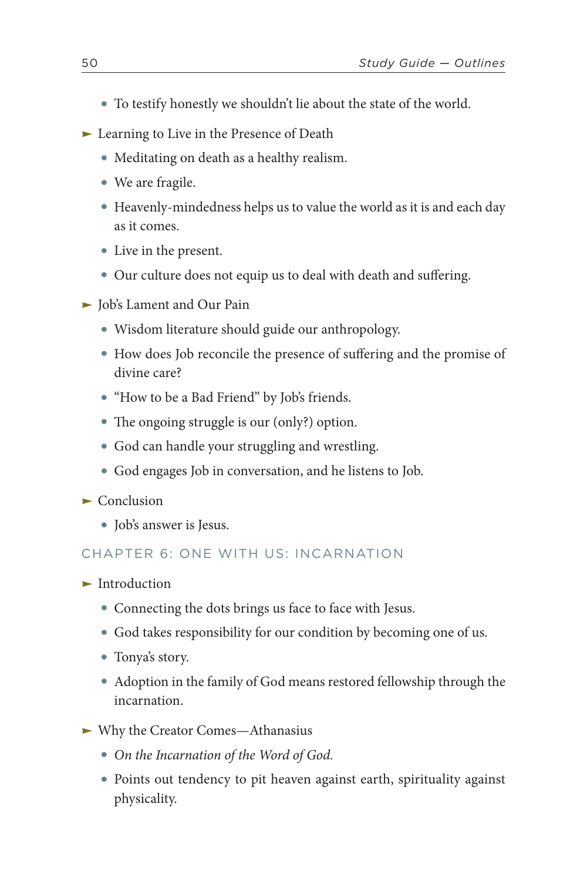- To testify honestly we shouldn't lie about the state of the world.

- Learning to Live in the Presence of Death
  - Meditating on death as a healthy realism.
  - We are fragile.
  - Heavenly-mindedness helps us to value the world as it is and each day as it comes.
  - Live in the present.
  - Our culture does not equip us to deal with death and suffering.

- Job's Lament and Our Pain
  - Wisdom literature should guide our anthropology.
  - How does Job reconcile the presence of suffering and the promise of divine care?
  - "How to be a Bad Friend" by Job's friends.
  - The ongoing struggle is our (only?) option.
  - God can handle your struggling and wrestling.
  - God engages Job in conversation, and he listens to Job.

- Conclusion
  - Job's answer is Jesus.

## CHAPTER 6: ONE WITH US: INCARNATION

- Introduction
  - Connecting the dots brings us face to face with Jesus.
  - God takes responsibility for our condition by becoming one of us.
  - Tonya's story.
  - Adoption in the family of God means restored fellowship through the incarnation.

- Why the Creator Comes—Athanasius
  - *On the Incarnation of the Word of God.*
  - Points out tendency to pit heaven against earth, spirituality against physicality.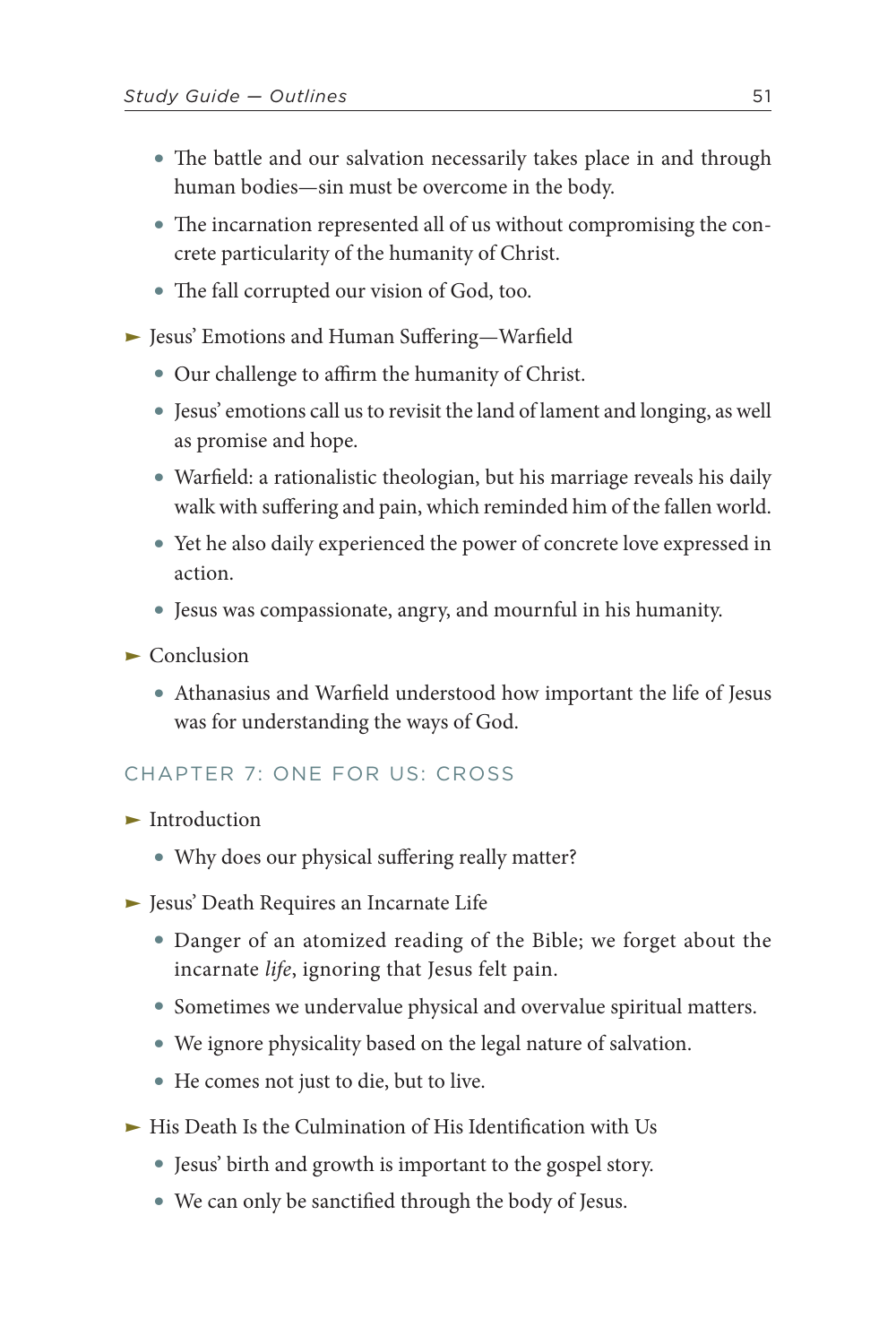- The battle and our salvation necessarily takes place in and through human bodies—sin must be overcome in the body.
- The incarnation represented all of us without compromising the concrete particularity of the humanity of Christ.
- The fall corrupted our vision of God, too.

- Jesus' Emotions and Human Suffering—Warfield
  - Our challenge to affirm the humanity of Christ.
  - Jesus' emotions call us to revisit the land of lament and longing, as well as promise and hope.
  - Warfield: a rationalistic theologian, but his marriage reveals his daily walk with suffering and pain, which reminded him of the fallen world.
  - Yet he also daily experienced the power of concrete love expressed in action.
  - Jesus was compassionate, angry, and mournful in his humanity.

- Conclusion
  - Athanasius and Warfield understood how important the life of Jesus was for understanding the ways of God.

## CHAPTER 7: ONE FOR US: CROSS

- Introduction
  - Why does our physical suffering really matter?

- Jesus' Death Requires an Incarnate Life
  - Danger of an atomized reading of the Bible; we forget about the incarnate *life*, ignoring that Jesus felt pain.
  - Sometimes we undervalue physical and overvalue spiritual matters.
  - We ignore physicality based on the legal nature of salvation.
  - He comes not just to die, but to live.

- His Death Is the Culmination of His Identification with Us
  - Jesus' birth and growth is important to the gospel story.
  - We can only be sanctified through the body of Jesus.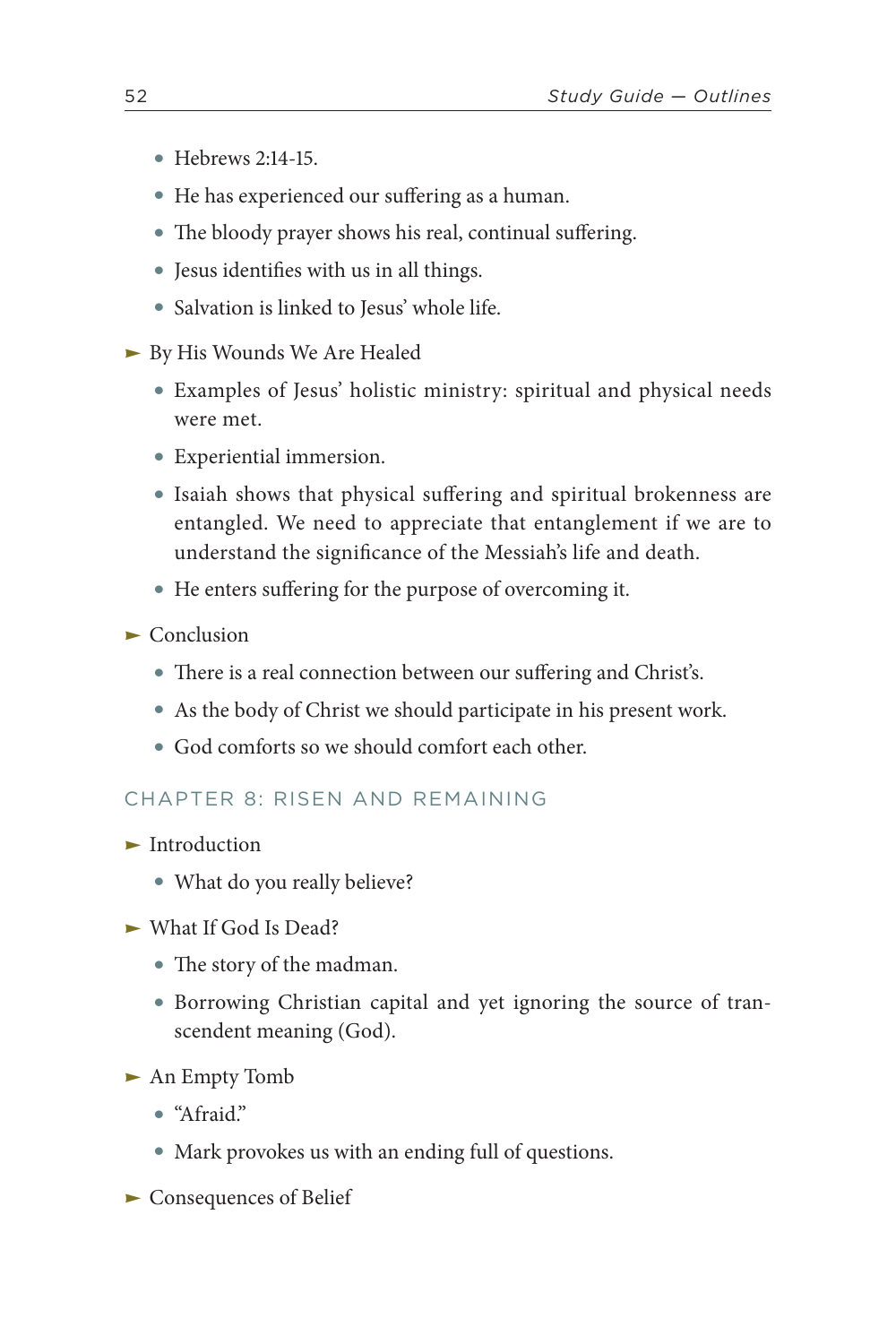- Hebrews 2:14-15.
- He has experienced our suffering as a human.
- The bloody prayer shows his real, continual suffering.
- Jesus identifies with us in all things.
- Salvation is linked to Jesus' whole life.

► By His Wounds We Are Healed

- Examples of Jesus' holistic ministry: spiritual and physical needs were met.
- Experiential immersion.
- Isaiah shows that physical suffering and spiritual brokenness are entangled. We need to appreciate that entanglement if we are to understand the significance of the Messiah's life and death.
- He enters suffering for the purpose of overcoming it.

► Conclusion

- There is a real connection between our suffering and Christ's.
- As the body of Christ we should participate in his present work.
- God comforts so we should comfort each other.

## CHAPTER 8: RISEN AND REMAINING

► Introduction

- What do you really believe?

► What If God Is Dead?

- The story of the madman.
- Borrowing Christian capital and yet ignoring the source of transcendent meaning (God).

► An Empty Tomb

- "Afraid."
- Mark provokes us with an ending full of questions.

► Consequences of Belief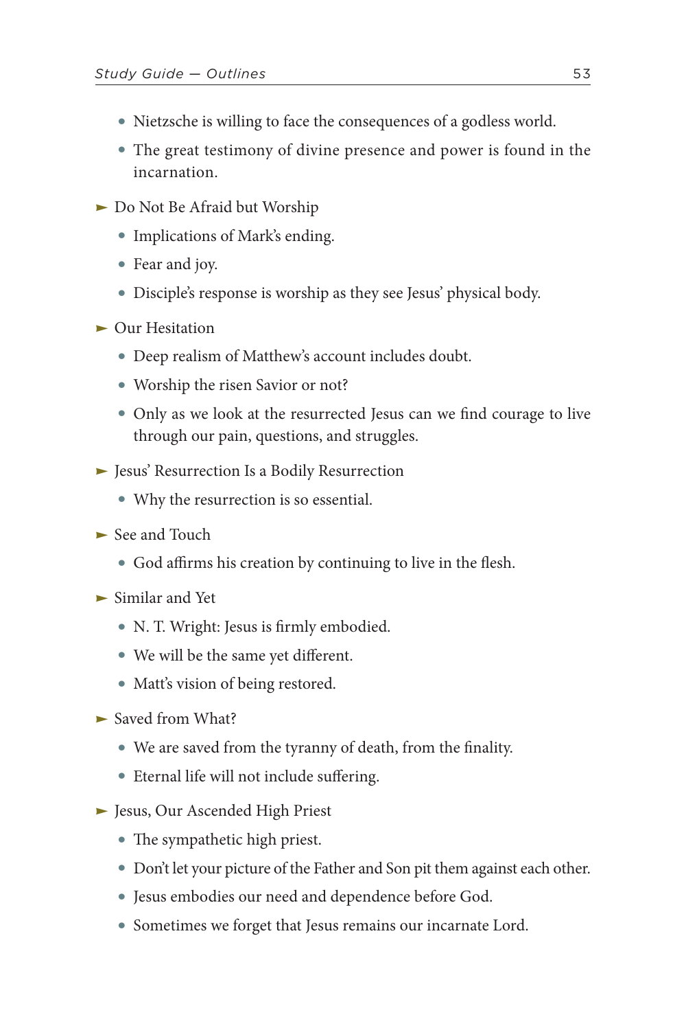- Nietzsche is willing to face the consequences of a godless world.
- The great testimony of divine presence and power is found in the incarnation.

➤ Do Not Be Afraid but Worship

- Implications of Mark's ending.
- Fear and joy.
- Disciple's response is worship as they see Jesus' physical body.

➤ Our Hesitation

- Deep realism of Matthew's account includes doubt.
- Worship the risen Savior or not?
- Only as we look at the resurrected Jesus can we find courage to live through our pain, questions, and struggles.

➤ Jesus' Resurrection Is a Bodily Resurrection

- Why the resurrection is so essential.

➤ See and Touch

- God affirms his creation by continuing to live in the flesh.

➤ Similar and Yet

- N. T. Wright: Jesus is firmly embodied.
- We will be the same yet different.
- Matt's vision of being restored.

➤ Saved from What?

- We are saved from the tyranny of death, from the finality.
- Eternal life will not include suffering.

➤ Jesus, Our Ascended High Priest

- The sympathetic high priest.
- Don't let your picture of the Father and Son pit them against each other.
- Jesus embodies our need and dependence before God.
- Sometimes we forget that Jesus remains our incarnate Lord.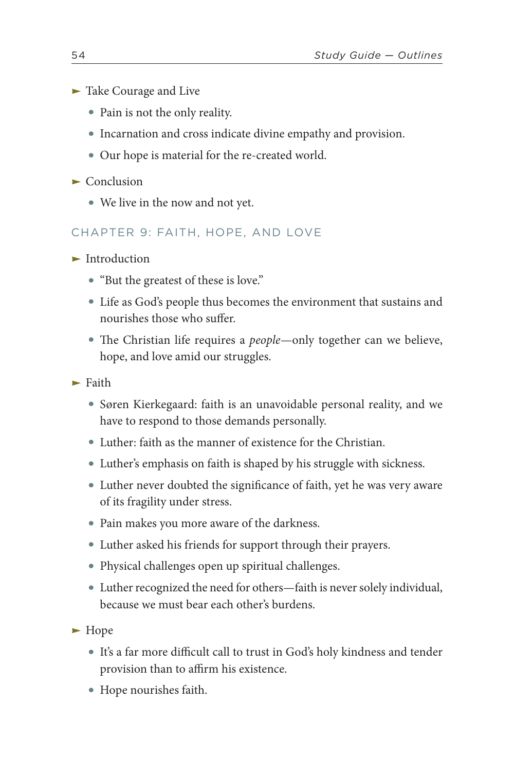- Take Courage and Live
  - Pain is not the only reality.
  - Incarnation and cross indicate divine empathy and provision.
  - Our hope is material for the re-created world.
- Conclusion
  - We live in the now and not yet.

## CHAPTER 9: FAITH, HOPE, AND LOVE

- Introduction
  - "But the greatest of these is love."
  - Life as God's people thus becomes the environment that sustains and nourishes those who suffer.
  - The Christian life requires a *people*—only together can we believe, hope, and love amid our struggles.
- Faith
  - Søren Kierkegaard: faith is an unavoidable personal reality, and we have to respond to those demands personally.
  - Luther: faith as the manner of existence for the Christian.
  - Luther's emphasis on faith is shaped by his struggle with sickness.
  - Luther never doubted the significance of faith, yet he was very aware of its fragility under stress.
  - Pain makes you more aware of the darkness.
  - Luther asked his friends for support through their prayers.
  - Physical challenges open up spiritual challenges.
  - Luther recognized the need for others—faith is never solely individual, because we must bear each other's burdens.
- Hope
  - It's a far more difficult call to trust in God's holy kindness and tender provision than to affirm his existence.
  - Hope nourishes faith.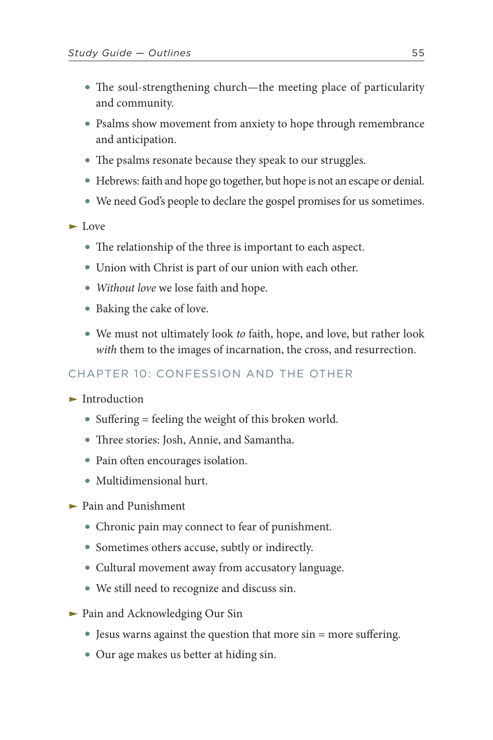- The soul-strengthening church—the meeting place of particularity and community.
- Psalms show movement from anxiety to hope through remembrance and anticipation.
- The psalms resonate because they speak to our struggles.
- Hebrews: faith and hope go together, but hope is not an escape or denial.
- We need God's people to declare the gospel promises for us sometimes.

► Love

- The relationship of the three is important to each aspect.
- Union with Christ is part of our union with each other.
- *Without love* we lose faith and hope.
- Baking the cake of love.
- We must not ultimately look *to* faith, hope, and love, but rather look *with* them to the images of incarnation, the cross, and resurrection.

## CHAPTER 10: CONFESSION AND THE OTHER

► Introduction

- Suffering = feeling the weight of this broken world.
- Three stories: Josh, Annie, and Samantha.
- Pain often encourages isolation.
- Multidimensional hurt.

► Pain and Punishment

- Chronic pain may connect to fear of punishment.
- Sometimes others accuse, subtly or indirectly.
- Cultural movement away from accusatory language.
- We still need to recognize and discuss sin.

► Pain and Acknowledging Our Sin

- Jesus warns against the question that more sin = more suffering.
- Our age makes us better at hiding sin.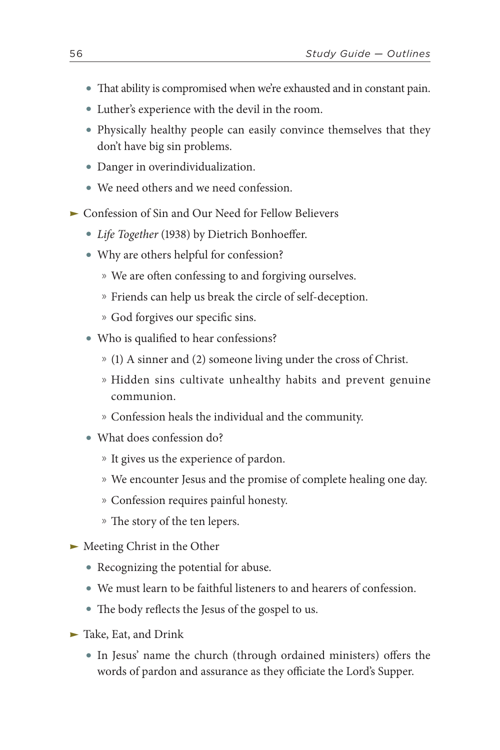- That ability is compromised when we're exhausted and in constant pain.
- Luther's experience with the devil in the room.
- Physically healthy people can easily convince themselves that they don't have big sin problems.
- Danger in overindividualization.
- We need others and we need confession.

➤ Confession of Sin and Our Need for Fellow Believers

- *Life Together* (1938) by Dietrich Bonhoeffer.
- Why are others helpful for confession?
  - We are often confessing to and forgiving ourselves.
  - Friends can help us break the circle of self-deception.
  - God forgives our specific sins.
- Who is qualified to hear confessions?
  - (1) A sinner and (2) someone living under the cross of Christ.
  - Hidden sins cultivate unhealthy habits and prevent genuine communion.
  - Confession heals the individual and the community.
- What does confession do?
  - It gives us the experience of pardon.
  - We encounter Jesus and the promise of complete healing one day.
  - Confession requires painful honesty.
  - The story of the ten lepers.

➤ Meeting Christ in the Other

- Recognizing the potential for abuse.
- We must learn to be faithful listeners to and hearers of confession.
- The body reflects the Jesus of the gospel to us.

➤ Take, Eat, and Drink

- In Jesus' name the church (through ordained ministers) offers the words of pardon and assurance as they officiate the Lord's Supper.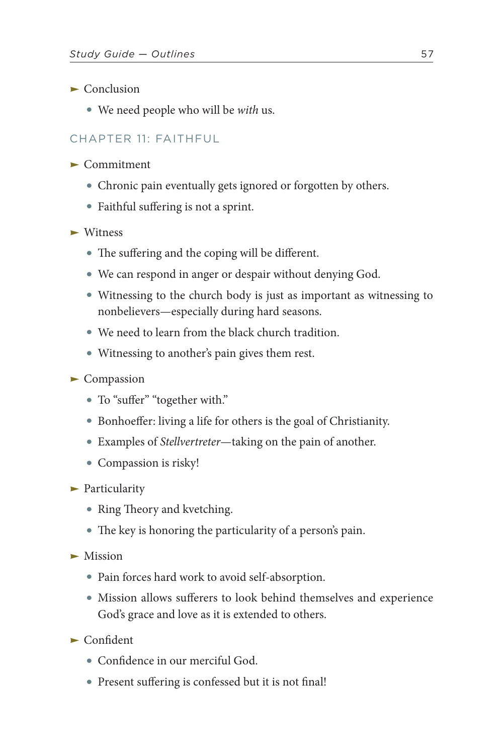- Conclusion
  - We need people who will be *with* us.

## CHAPTER 11: FAITHFUL

- Commitment
  - Chronic pain eventually gets ignored or forgotten by others.
  - Faithful suffering is not a sprint.
- Witness
  - The suffering and the coping will be different.
  - We can respond in anger or despair without denying God.
  - Witnessing to the church body is just as important as witnessing to nonbelievers—especially during hard seasons.
  - We need to learn from the black church tradition.
  - Witnessing to another's pain gives them rest.
- Compassion
  - To "suffer" "together with."
  - Bonhoeffer: living a life for others is the goal of Christianity.
  - Examples of *Stellvertreter*—taking on the pain of another.
  - Compassion is risky!
- Particularity
  - Ring Theory and kvetching.
  - The key is honoring the particularity of a person's pain.
- Mission
  - Pain forces hard work to avoid self-absorption.
  - Mission allows sufferers to look behind themselves and experience God's grace and love as it is extended to others.
- Confident
  - Confidence in our merciful God.
  - Present suffering is confessed but it is not final!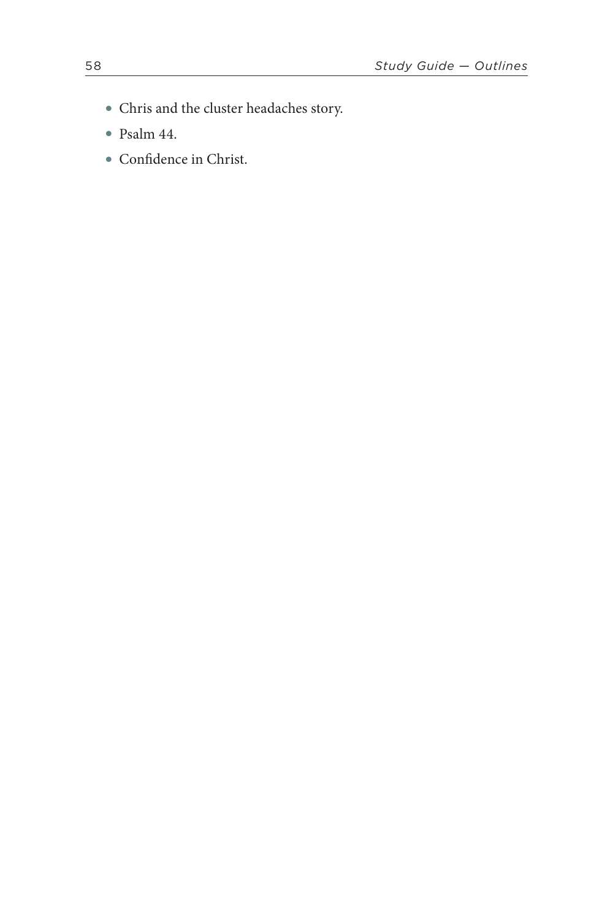- Chris and the cluster headaches story.
- Psalm 44.
- Confidence in Christ.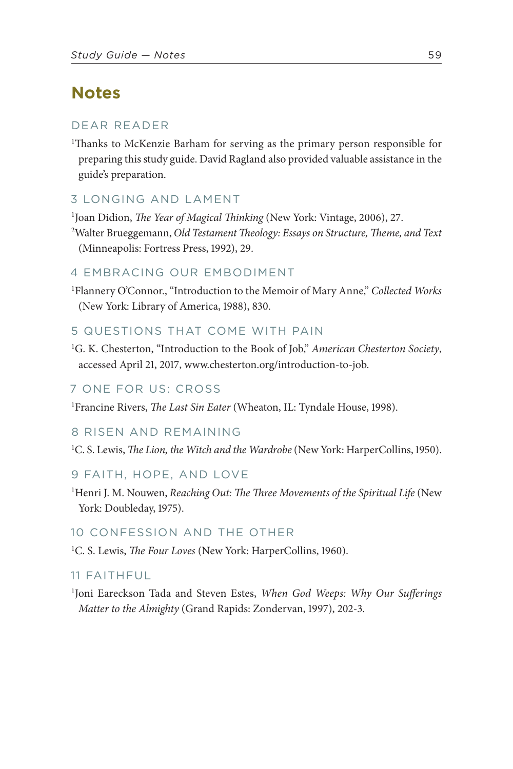# Notes

## DEAR READER

[1]Thanks to McKenzie Barham for serving as the primary person responsible for preparing this study guide. David Ragland also provided valuable assistance in the guide's preparation.

## 3 LONGING AND LAMENT

[1]Joan Didion, *The Year of Magical Thinking* (New York: Vintage, 2006), 27.

[2]Walter Brueggemann, *Old Testament Theology: Essays on Structure, Theme, and Text* (Minneapolis: Fortress Press, 1992), 29.

## 4 EMBRACING OUR EMBODIMENT

[1]Flannery O'Connor., "Introduction to the Memoir of Mary Anne," *Collected Works* (New York: Library of America, 1988), 830.

## 5 QUESTIONS THAT COME WITH PAIN

[1]G. K. Chesterton, "Introduction to the Book of Job," *American Chesterton Society*, accessed April 21, 2017, www.chesterton.org/introduction-to-job.

## 7 ONE FOR US: CROSS

[1]Francine Rivers, *The Last Sin Eater* (Wheaton, IL: Tyndale House, 1998).

## 8 RISEN AND REMAINING

[1]C. S. Lewis, *The Lion, the Witch and the Wardrobe* (New York: HarperCollins, 1950).

## 9 FAITH, HOPE, AND LOVE

[1]Henri J. M. Nouwen, *Reaching Out: The Three Movements of the Spiritual Life* (New York: Doubleday, 1975).

## 10 CONFESSION AND THE OTHER

[1]C. S. Lewis, *The Four Loves* (New York: HarperCollins, 1960).

## 11 FAITHFUL

[1]Joni Eareckson Tada and Steven Estes, *When God Weeps: Why Our Sufferings Matter to the Almighty* (Grand Rapids: Zondervan, 1997), 202-3.